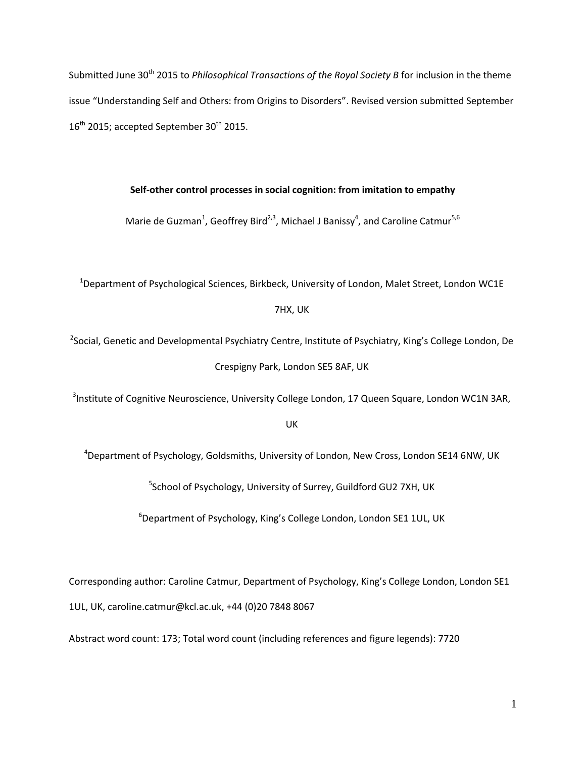Submitted June 30th 2015 to *Philosophical Transactions of the Royal Society B* for inclusion in the theme issue "Understanding Self and Others: from Origins to Disorders". Revised version submitted September 16th 2015; accepted September 30th 2015.

# Self-other control processes in social cognition: from imitation to empathy

Marie de Guzman[1], Geoffrey Bird[2,3], Michael J Banissy[4], and Caroline Catmur[5,6]

[1]Department of Psychological Sciences, Birkbeck, University of London, Malet Street, London WC1E 7HX, UK

[2]Social, Genetic and Developmental Psychiatry Centre, Institute of Psychiatry, King's College London, De Crespigny Park, London SE5 8AF, UK

[3]Institute of Cognitive Neuroscience, University College London, 17 Queen Square, London WC1N 3AR, UK

[4]Department of Psychology, Goldsmiths, University of London, New Cross, London SE14 6NW, UK

[5]School of Psychology, University of Surrey, Guildford GU2 7XH, UK

[6]Department of Psychology, King's College London, London SE1 1UL, UK

Corresponding author: Caroline Catmur, Department of Psychology, King's College London, London SE1 1UL, UK, caroline.catmur@kcl.ac.uk, +44 (0)20 7848 8067

Abstract word count: 173; Total word count (including references and figure legends): 7720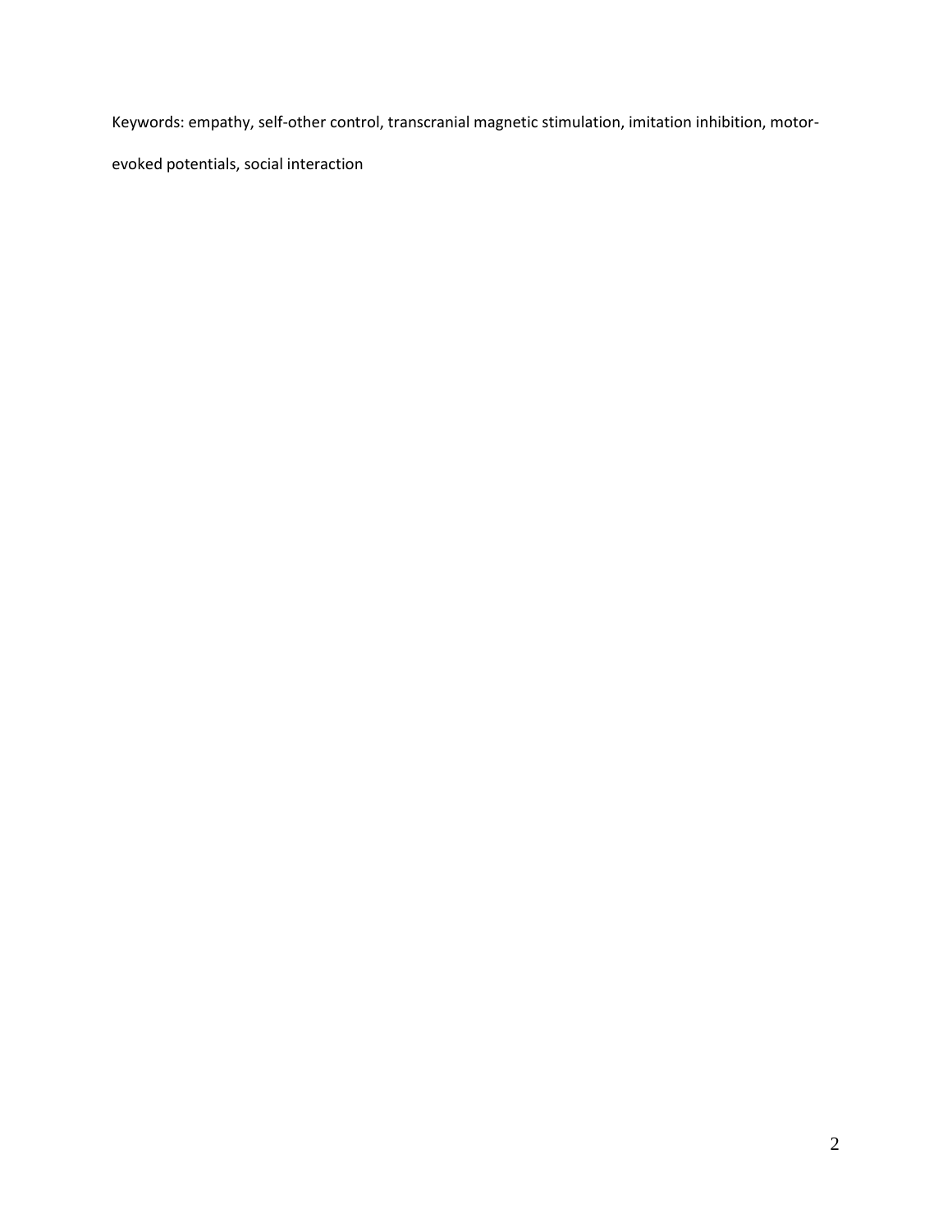Keywords: empathy, self-other control, transcranial magnetic stimulation, imitation inhibition, motor-evoked potentials, social interaction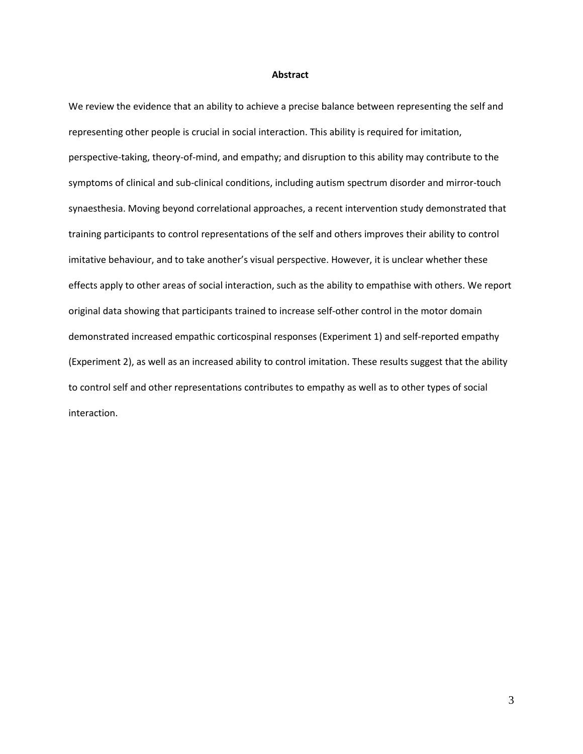## Abstract

We review the evidence that an ability to achieve a precise balance between representing the self and representing other people is crucial in social interaction. This ability is required for imitation, perspective-taking, theory-of-mind, and empathy; and disruption to this ability may contribute to the symptoms of clinical and sub-clinical conditions, including autism spectrum disorder and mirror-touch synaesthesia. Moving beyond correlational approaches, a recent intervention study demonstrated that training participants to control representations of the self and others improves their ability to control imitative behaviour, and to take another's visual perspective. However, it is unclear whether these effects apply to other areas of social interaction, such as the ability to empathise with others. We report original data showing that participants trained to increase self-other control in the motor domain demonstrated increased empathic corticospinal responses (Experiment 1) and self-reported empathy (Experiment 2), as well as an increased ability to control imitation. These results suggest that the ability to control self and other representations contributes to empathy as well as to other types of social interaction.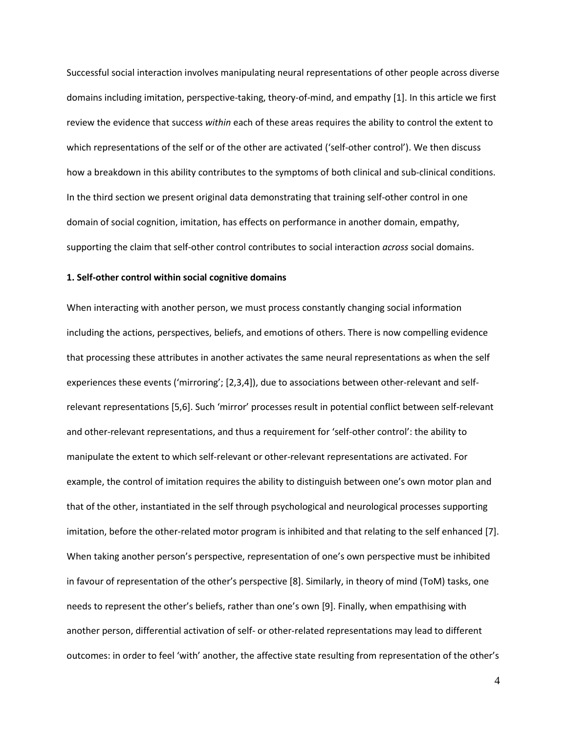Successful social interaction involves manipulating neural representations of other people across diverse domains including imitation, perspective-taking, theory-of-mind, and empathy [1]. In this article we first review the evidence that success *within* each of these areas requires the ability to control the extent to which representations of the self or of the other are activated ('self-other control'). We then discuss how a breakdown in this ability contributes to the symptoms of both clinical and sub-clinical conditions. In the third section we present original data demonstrating that training self-other control in one domain of social cognition, imitation, has effects on performance in another domain, empathy, supporting the claim that self-other control contributes to social interaction *across* social domains.

**1. Self-other control within social cognitive domains**

When interacting with another person, we must process constantly changing social information including the actions, perspectives, beliefs, and emotions of others. There is now compelling evidence that processing these attributes in another activates the same neural representations as when the self experiences these events ('mirroring'; [2,3,4]), due to associations between other-relevant and self-relevant representations [5,6]. Such 'mirror' processes result in potential conflict between self-relevant and other-relevant representations, and thus a requirement for 'self-other control': the ability to manipulate the extent to which self-relevant or other-relevant representations are activated. For example, the control of imitation requires the ability to distinguish between one's own motor plan and that of the other, instantiated in the self through psychological and neurological processes supporting imitation, before the other-related motor program is inhibited and that relating to the self enhanced [7]. When taking another person's perspective, representation of one's own perspective must be inhibited in favour of representation of the other's perspective [8]. Similarly, in theory of mind (ToM) tasks, one needs to represent the other's beliefs, rather than one's own [9]. Finally, when empathising with another person, differential activation of self- or other-related representations may lead to different outcomes: in order to feel 'with' another, the affective state resulting from representation of the other's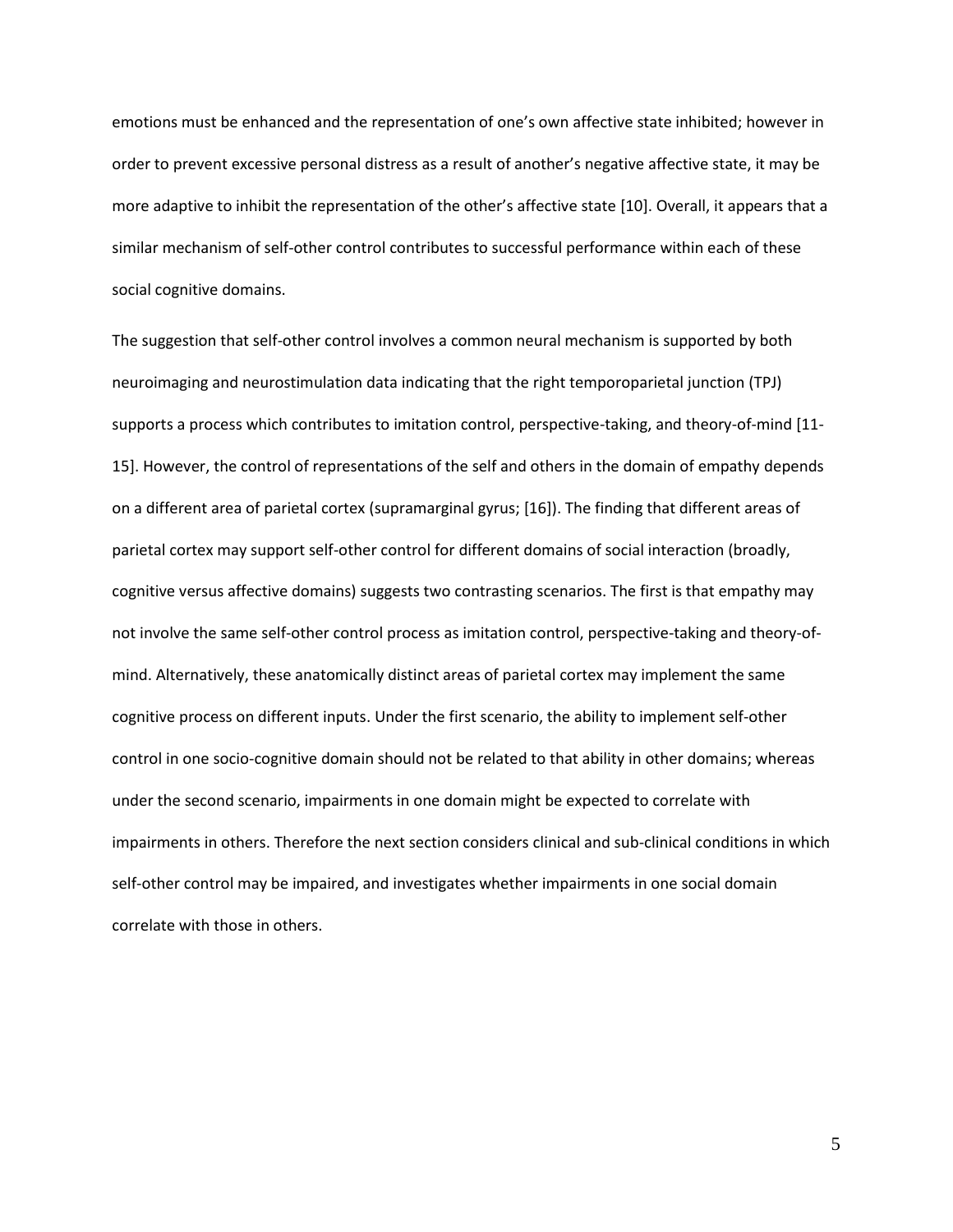emotions must be enhanced and the representation of one's own affective state inhibited; however in order to prevent excessive personal distress as a result of another's negative affective state, it may be more adaptive to inhibit the representation of the other's affective state [10]. Overall, it appears that a similar mechanism of self-other control contributes to successful performance within each of these social cognitive domains.

The suggestion that self-other control involves a common neural mechanism is supported by both neuroimaging and neurostimulation data indicating that the right temporoparietal junction (TPJ) supports a process which contributes to imitation control, perspective-taking, and theory-of-mind [11-15]. However, the control of representations of the self and others in the domain of empathy depends on a different area of parietal cortex (supramarginal gyrus; [16]). The finding that different areas of parietal cortex may support self-other control for different domains of social interaction (broadly, cognitive versus affective domains) suggests two contrasting scenarios. The first is that empathy may not involve the same self-other control process as imitation control, perspective-taking and theory-of-mind. Alternatively, these anatomically distinct areas of parietal cortex may implement the same cognitive process on different inputs. Under the first scenario, the ability to implement self-other control in one socio-cognitive domain should not be related to that ability in other domains; whereas under the second scenario, impairments in one domain might be expected to correlate with impairments in others. Therefore the next section considers clinical and sub-clinical conditions in which self-other control may be impaired, and investigates whether impairments in one social domain correlate with those in others.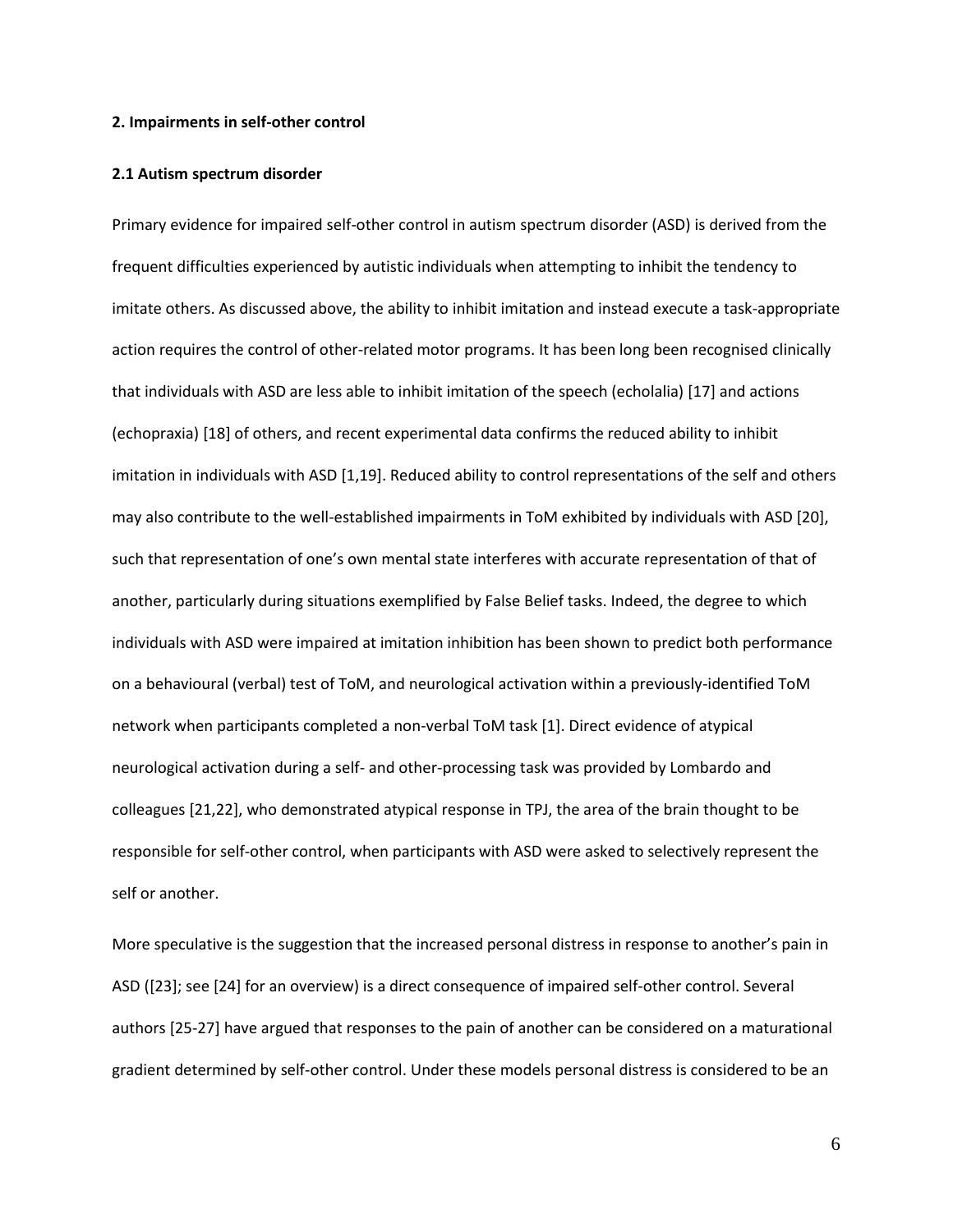## 2. Impairments in self-other control

### 2.1 Autism spectrum disorder

Primary evidence for impaired self-other control in autism spectrum disorder (ASD) is derived from the frequent difficulties experienced by autistic individuals when attempting to inhibit the tendency to imitate others. As discussed above, the ability to inhibit imitation and instead execute a task-appropriate action requires the control of other-related motor programs. It has been long been recognised clinically that individuals with ASD are less able to inhibit imitation of the speech (echolalia) [17] and actions (echopraxia) [18] of others, and recent experimental data confirms the reduced ability to inhibit imitation in individuals with ASD [1,19]. Reduced ability to control representations of the self and others may also contribute to the well-established impairments in ToM exhibited by individuals with ASD [20], such that representation of one's own mental state interferes with accurate representation of that of another, particularly during situations exemplified by False Belief tasks. Indeed, the degree to which individuals with ASD were impaired at imitation inhibition has been shown to predict both performance on a behavioural (verbal) test of ToM, and neurological activation within a previously-identified ToM network when participants completed a non-verbal ToM task [1]. Direct evidence of atypical neurological activation during a self- and other-processing task was provided by Lombardo and colleagues [21,22], who demonstrated atypical response in TPJ, the area of the brain thought to be responsible for self-other control, when participants with ASD were asked to selectively represent the self or another.

More speculative is the suggestion that the increased personal distress in response to another's pain in ASD ([23]; see [24] for an overview) is a direct consequence of impaired self-other control. Several authors [25-27] have argued that responses to the pain of another can be considered on a maturational gradient determined by self-other control. Under these models personal distress is considered to be an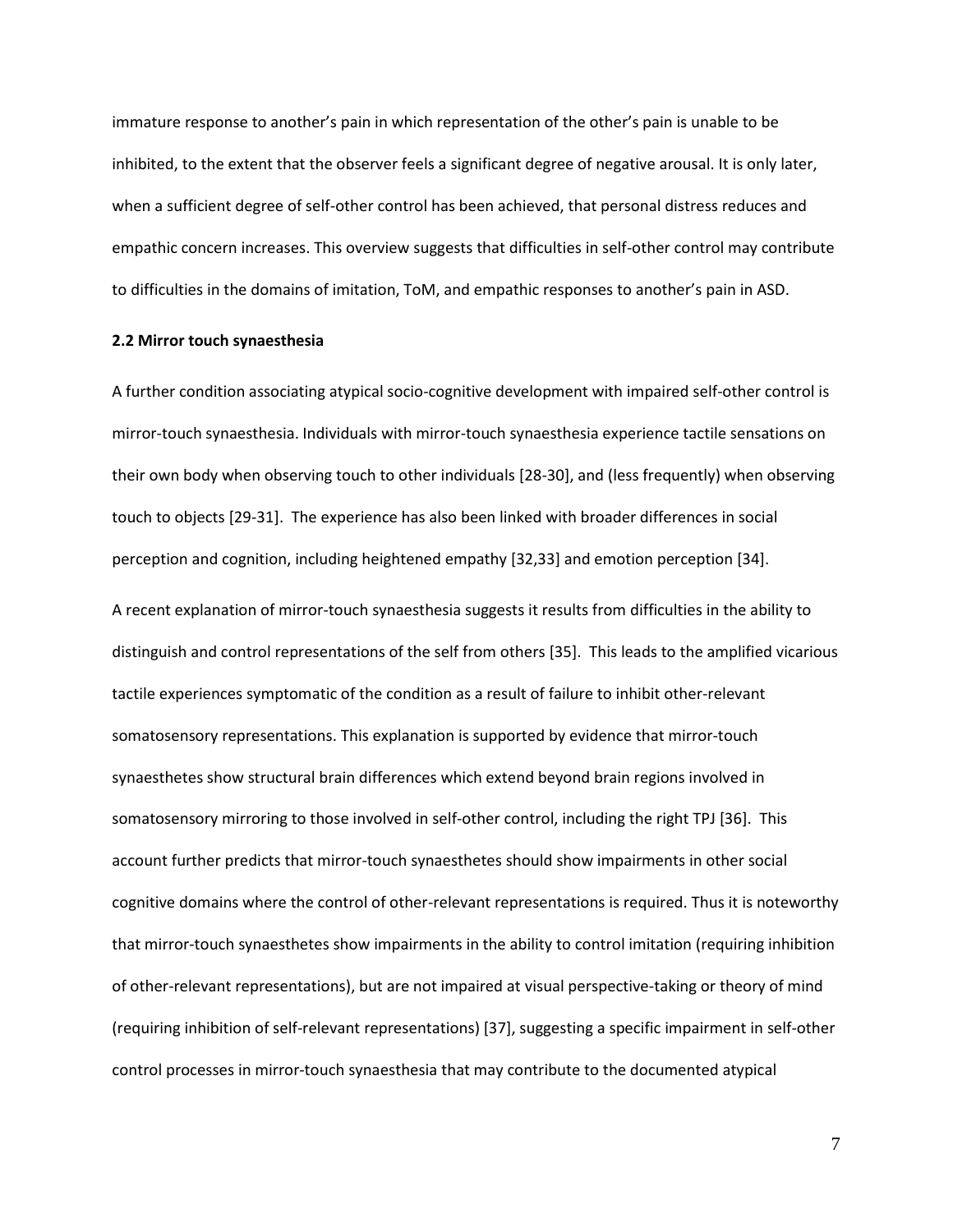immature response to another's pain in which representation of the other's pain is unable to be inhibited, to the extent that the observer feels a significant degree of negative arousal. It is only later, when a sufficient degree of self-other control has been achieved, that personal distress reduces and empathic concern increases. This overview suggests that difficulties in self-other control may contribute to difficulties in the domains of imitation, ToM, and empathic responses to another's pain in ASD.

### 2.2 Mirror touch synaesthesia

A further condition associating atypical socio-cognitive development with impaired self-other control is mirror-touch synaesthesia. Individuals with mirror-touch synaesthesia experience tactile sensations on their own body when observing touch to other individuals [28-30], and (less frequently) when observing touch to objects [29-31]. The experience has also been linked with broader differences in social perception and cognition, including heightened empathy [32,33] and emotion perception [34].

A recent explanation of mirror-touch synaesthesia suggests it results from difficulties in the ability to distinguish and control representations of the self from others [35]. This leads to the amplified vicarious tactile experiences symptomatic of the condition as a result of failure to inhibit other-relevant somatosensory representations. This explanation is supported by evidence that mirror-touch synaesthetes show structural brain differences which extend beyond brain regions involved in somatosensory mirroring to those involved in self-other control, including the right TPJ [36]. This account further predicts that mirror-touch synaesthetes should show impairments in other social cognitive domains where the control of other-relevant representations is required. Thus it is noteworthy that mirror-touch synaesthetes show impairments in the ability to control imitation (requiring inhibition of other-relevant representations), but are not impaired at visual perspective-taking or theory of mind (requiring inhibition of self-relevant representations) [37], suggesting a specific impairment in self-other control processes in mirror-touch synaesthesia that may contribute to the documented atypical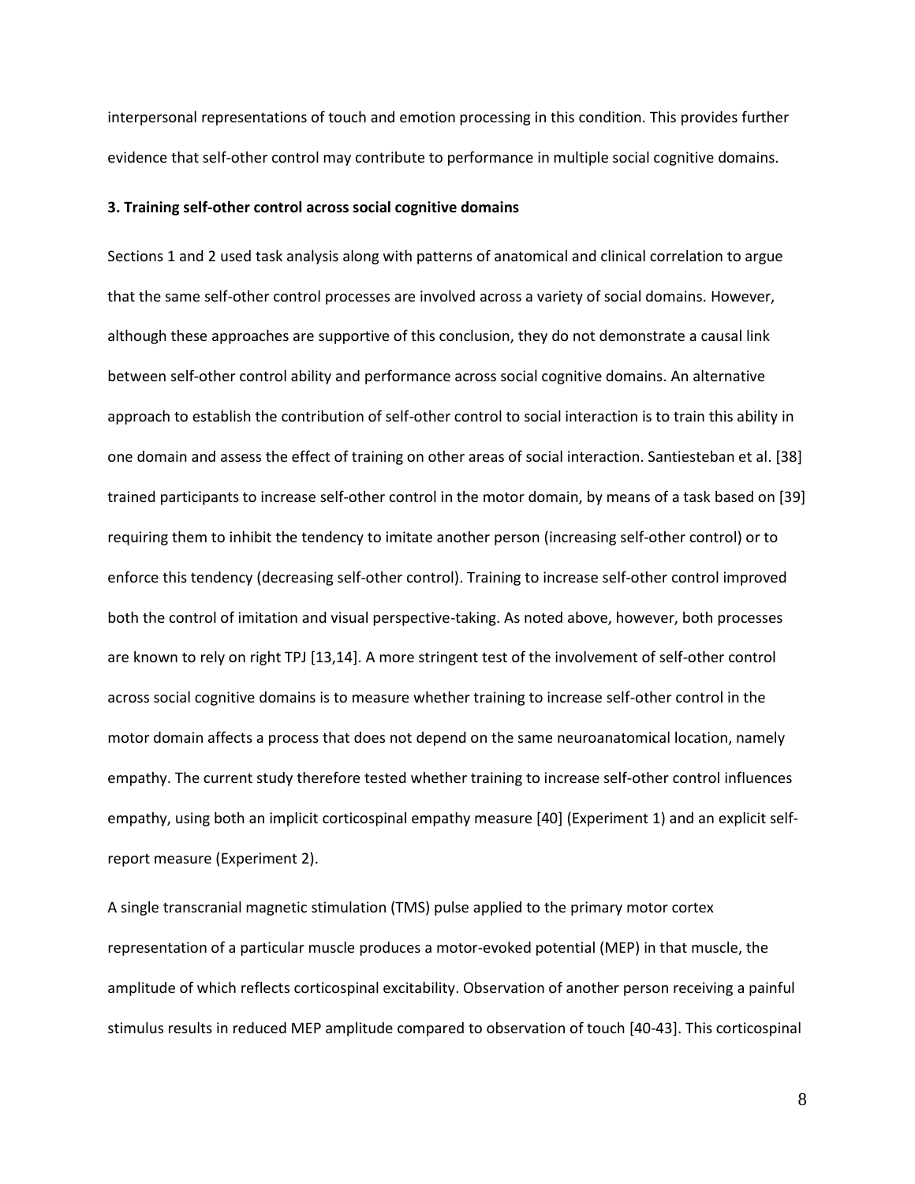interpersonal representations of touch and emotion processing in this condition. This provides further evidence that self-other control may contribute to performance in multiple social cognitive domains.

### 3. Training self-other control across social cognitive domains

Sections 1 and 2 used task analysis along with patterns of anatomical and clinical correlation to argue that the same self-other control processes are involved across a variety of social domains. However, although these approaches are supportive of this conclusion, they do not demonstrate a causal link between self-other control ability and performance across social cognitive domains. An alternative approach to establish the contribution of self-other control to social interaction is to train this ability in one domain and assess the effect of training on other areas of social interaction. Santiesteban et al. [38] trained participants to increase self-other control in the motor domain, by means of a task based on [39] requiring them to inhibit the tendency to imitate another person (increasing self-other control) or to enforce this tendency (decreasing self-other control). Training to increase self-other control improved both the control of imitation and visual perspective-taking. As noted above, however, both processes are known to rely on right TPJ [13,14]. A more stringent test of the involvement of self-other control across social cognitive domains is to measure whether training to increase self-other control in the motor domain affects a process that does not depend on the same neuroanatomical location, namely empathy. The current study therefore tested whether training to increase self-other control influences empathy, using both an implicit corticospinal empathy measure [40] (Experiment 1) and an explicit self-report measure (Experiment 2).

A single transcranial magnetic stimulation (TMS) pulse applied to the primary motor cortex representation of a particular muscle produces a motor-evoked potential (MEP) in that muscle, the amplitude of which reflects corticospinal excitability. Observation of another person receiving a painful stimulus results in reduced MEP amplitude compared to observation of touch [40-43]. This corticospinal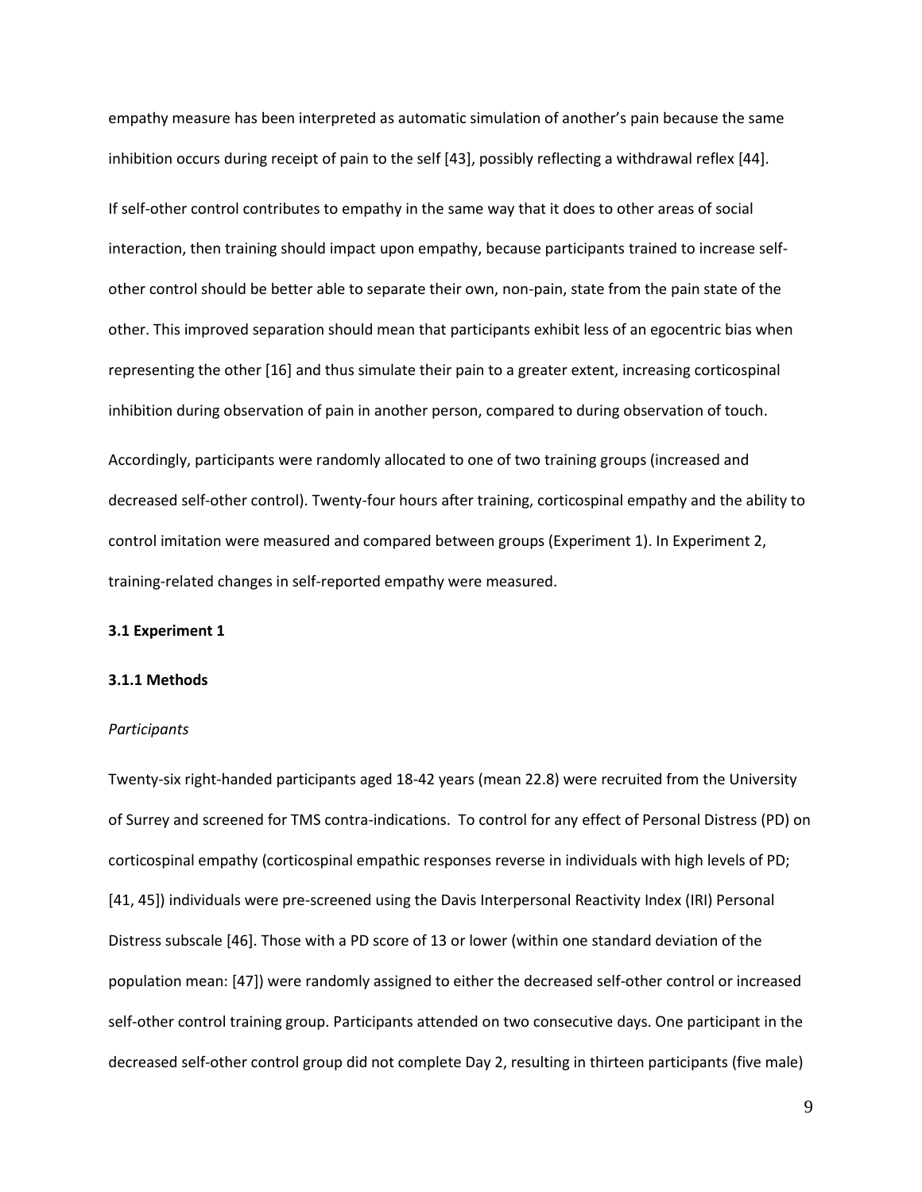empathy measure has been interpreted as automatic simulation of another's pain because the same inhibition occurs during receipt of pain to the self [43], possibly reflecting a withdrawal reflex [44].

If self-other control contributes to empathy in the same way that it does to other areas of social interaction, then training should impact upon empathy, because participants trained to increase self-other control should be better able to separate their own, non-pain, state from the pain state of the other. This improved separation should mean that participants exhibit less of an egocentric bias when representing the other [16] and thus simulate their pain to a greater extent, increasing corticospinal inhibition during observation of pain in another person, compared to during observation of touch.

Accordingly, participants were randomly allocated to one of two training groups (increased and decreased self-other control). Twenty-four hours after training, corticospinal empathy and the ability to control imitation were measured and compared between groups (Experiment 1). In Experiment 2, training-related changes in self-reported empathy were measured.

### 3.1 Experiment 1

#### 3.1.1 Methods

*Participants*

Twenty-six right-handed participants aged 18-42 years (mean 22.8) were recruited from the University of Surrey and screened for TMS contra-indications. To control for any effect of Personal Distress (PD) on corticospinal empathy (corticospinal empathic responses reverse in individuals with high levels of PD; [41, 45]) individuals were pre-screened using the Davis Interpersonal Reactivity Index (IRI) Personal Distress subscale [46]. Those with a PD score of 13 or lower (within one standard deviation of the population mean: [47]) were randomly assigned to either the decreased self-other control or increased self-other control training group. Participants attended on two consecutive days. One participant in the decreased self-other control group did not complete Day 2, resulting in thirteen participants (five male)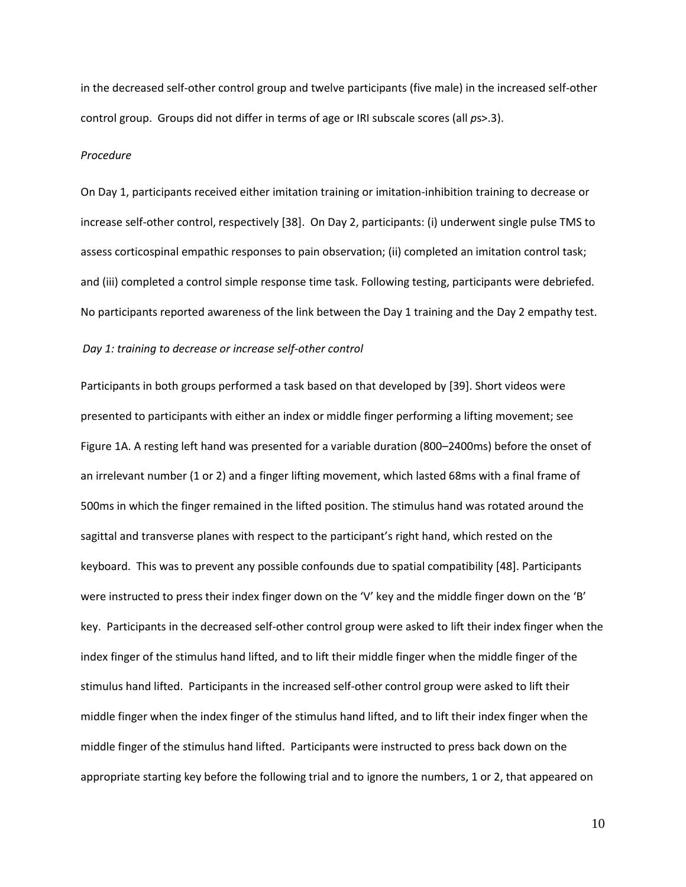in the decreased self-other control group and twelve participants (five male) in the increased self-other control group. Groups did not differ in terms of age or IRI subscale scores (all *p*s>.3).

*Procedure*

On Day 1, participants received either imitation training or imitation-inhibition training to decrease or increase self-other control, respectively [38]. On Day 2, participants: (i) underwent single pulse TMS to assess corticospinal empathic responses to pain observation; (ii) completed an imitation control task; and (iii) completed a control simple response time task. Following testing, participants were debriefed. No participants reported awareness of the link between the Day 1 training and the Day 2 empathy test.

*Day 1: training to decrease or increase self-other control*

Participants in both groups performed a task based on that developed by [39]. Short videos were presented to participants with either an index or middle finger performing a lifting movement; see Figure 1A. A resting left hand was presented for a variable duration (800–2400ms) before the onset of an irrelevant number (1 or 2) and a finger lifting movement, which lasted 68ms with a final frame of 500ms in which the finger remained in the lifted position. The stimulus hand was rotated around the sagittal and transverse planes with respect to the participant's right hand, which rested on the keyboard. This was to prevent any possible confounds due to spatial compatibility [48]. Participants were instructed to press their index finger down on the 'V' key and the middle finger down on the 'B' key. Participants in the decreased self-other control group were asked to lift their index finger when the index finger of the stimulus hand lifted, and to lift their middle finger when the middle finger of the stimulus hand lifted. Participants in the increased self-other control group were asked to lift their middle finger when the index finger of the stimulus hand lifted, and to lift their index finger when the middle finger of the stimulus hand lifted. Participants were instructed to press back down on the appropriate starting key before the following trial and to ignore the numbers, 1 or 2, that appeared on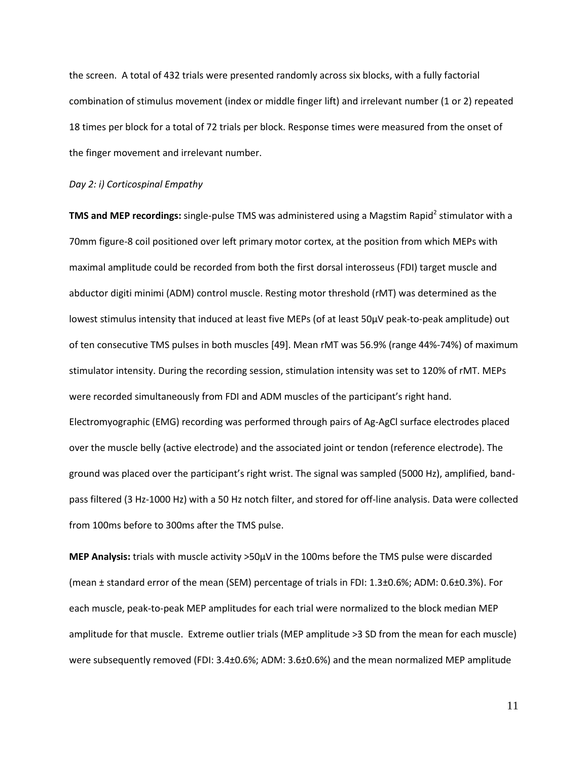the screen. A total of 432 trials were presented randomly across six blocks, with a fully factorial combination of stimulus movement (index or middle finger lift) and irrelevant number (1 or 2) repeated 18 times per block for a total of 72 trials per block. Response times were measured from the onset of the finger movement and irrelevant number.

*Day 2: i) Corticospinal Empathy*

**TMS and MEP recordings:** single-pulse TMS was administered using a Magstim Rapid$^2$ stimulator with a 70mm figure-8 coil positioned over left primary motor cortex, at the position from which MEPs with maximal amplitude could be recorded from both the first dorsal interosseus (FDI) target muscle and abductor digiti minimi (ADM) control muscle. Resting motor threshold (rMT) was determined as the lowest stimulus intensity that induced at least five MEPs (of at least 50µV peak-to-peak amplitude) out of ten consecutive TMS pulses in both muscles [49]. Mean rMT was 56.9% (range 44%-74%) of maximum stimulator intensity. During the recording session, stimulation intensity was set to 120% of rMT. MEPs were recorded simultaneously from FDI and ADM muscles of the participant's right hand. Electromyographic (EMG) recording was performed through pairs of Ag-AgCl surface electrodes placed over the muscle belly (active electrode) and the associated joint or tendon (reference electrode). The ground was placed over the participant's right wrist. The signal was sampled (5000 Hz), amplified, band-pass filtered (3 Hz-1000 Hz) with a 50 Hz notch filter, and stored for off-line analysis. Data were collected from 100ms before to 300ms after the TMS pulse.

**MEP Analysis:** trials with muscle activity >50µV in the 100ms before the TMS pulse were discarded (mean ± standard error of the mean (SEM) percentage of trials in FDI: 1.3±0.6%; ADM: 0.6±0.3%). For each muscle, peak-to-peak MEP amplitudes for each trial were normalized to the block median MEP amplitude for that muscle. Extreme outlier trials (MEP amplitude >3 SD from the mean for each muscle) were subsequently removed (FDI: 3.4±0.6%; ADM: 3.6±0.6%) and the mean normalized MEP amplitude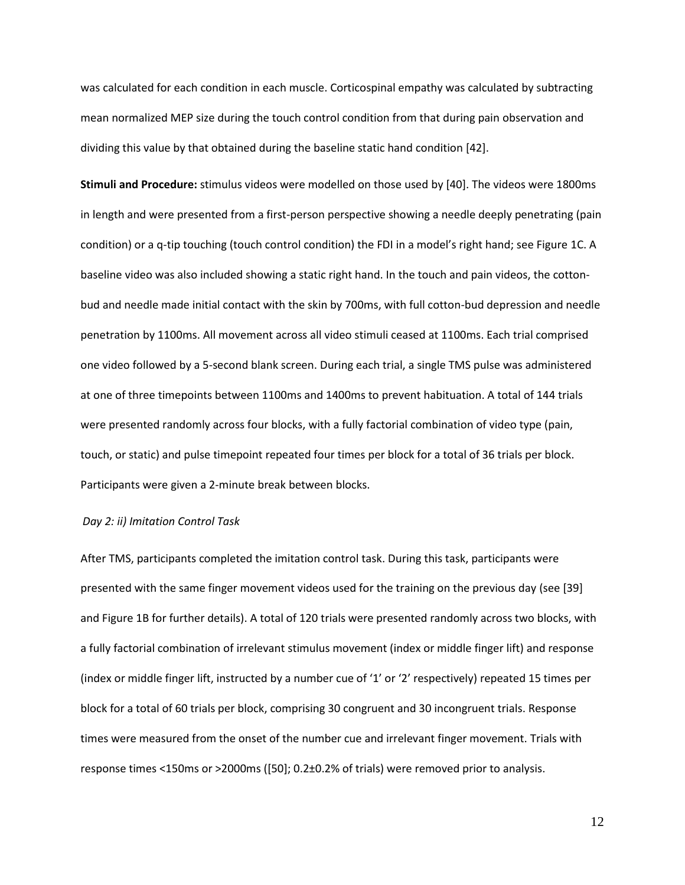was calculated for each condition in each muscle. Corticospinal empathy was calculated by subtracting mean normalized MEP size during the touch control condition from that during pain observation and dividing this value by that obtained during the baseline static hand condition [42].

**Stimuli and Procedure:** stimulus videos were modelled on those used by [40]. The videos were 1800ms in length and were presented from a first-person perspective showing a needle deeply penetrating (pain condition) or a q-tip touching (touch control condition) the FDI in a model's right hand; see Figure 1C. A baseline video was also included showing a static right hand. In the touch and pain videos, the cotton-bud and needle made initial contact with the skin by 700ms, with full cotton-bud depression and needle penetration by 1100ms. All movement across all video stimuli ceased at 1100ms. Each trial comprised one video followed by a 5-second blank screen. During each trial, a single TMS pulse was administered at one of three timepoints between 1100ms and 1400ms to prevent habituation. A total of 144 trials were presented randomly across four blocks, with a fully factorial combination of video type (pain, touch, or static) and pulse timepoint repeated four times per block for a total of 36 trials per block. Participants were given a 2-minute break between blocks.

*Day 2: ii) Imitation Control Task*

After TMS, participants completed the imitation control task. During this task, participants were presented with the same finger movement videos used for the training on the previous day (see [39] and Figure 1B for further details). A total of 120 trials were presented randomly across two blocks, with a fully factorial combination of irrelevant stimulus movement (index or middle finger lift) and response (index or middle finger lift, instructed by a number cue of '1' or '2' respectively) repeated 15 times per block for a total of 60 trials per block, comprising 30 congruent and 30 incongruent trials. Response times were measured from the onset of the number cue and irrelevant finger movement. Trials with response times <150ms or >2000ms ([50]; 0.2±0.2% of trials) were removed prior to analysis.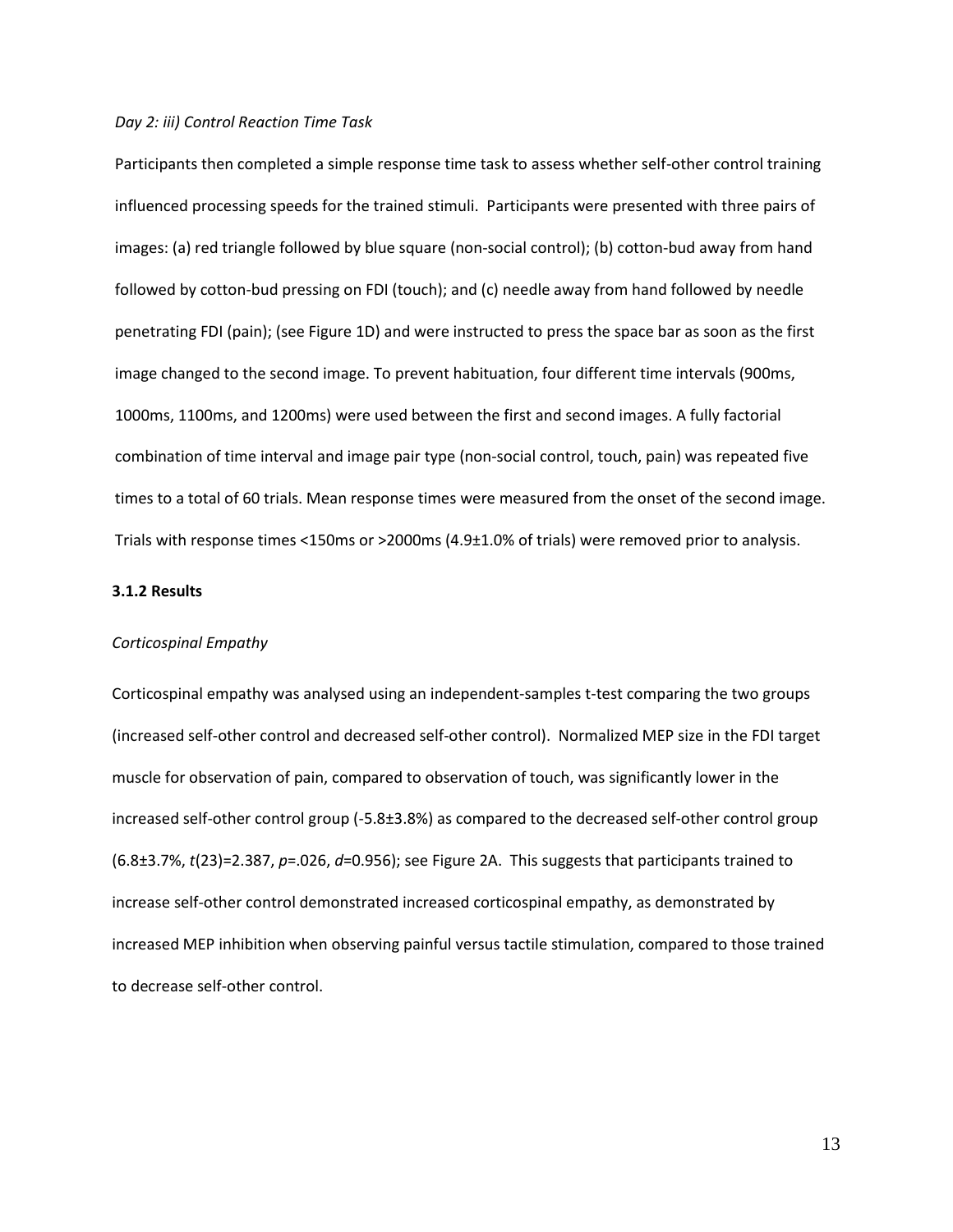*Day 2: iii) Control Reaction Time Task*

Participants then completed a simple response time task to assess whether self-other control training influenced processing speeds for the trained stimuli. Participants were presented with three pairs of images: (a) red triangle followed by blue square (non-social control); (b) cotton-bud away from hand followed by cotton-bud pressing on FDI (touch); and (c) needle away from hand followed by needle penetrating FDI (pain); (see Figure 1D) and were instructed to press the space bar as soon as the first image changed to the second image. To prevent habituation, four different time intervals (900ms, 1000ms, 1100ms, and 1200ms) were used between the first and second images. A fully factorial combination of time interval and image pair type (non-social control, touch, pain) was repeated five times to a total of 60 trials. Mean response times were measured from the onset of the second image. Trials with response times <150ms or >2000ms (4.9±1.0% of trials) were removed prior to analysis.

### 3.1.2 Results

*Corticospinal Empathy*

Corticospinal empathy was analysed using an independent-samples t-test comparing the two groups (increased self-other control and decreased self-other control). Normalized MEP size in the FDI target muscle for observation of pain, compared to observation of touch, was significantly lower in the increased self-other control group (-5.8±3.8%) as compared to the decreased self-other control group (6.8±3.7%, $t(23)=2.387$, $p=.026$, $d=0.956$); see Figure 2A. This suggests that participants trained to increase self-other control demonstrated increased corticospinal empathy, as demonstrated by increased MEP inhibition when observing painful versus tactile stimulation, compared to those trained to decrease self-other control.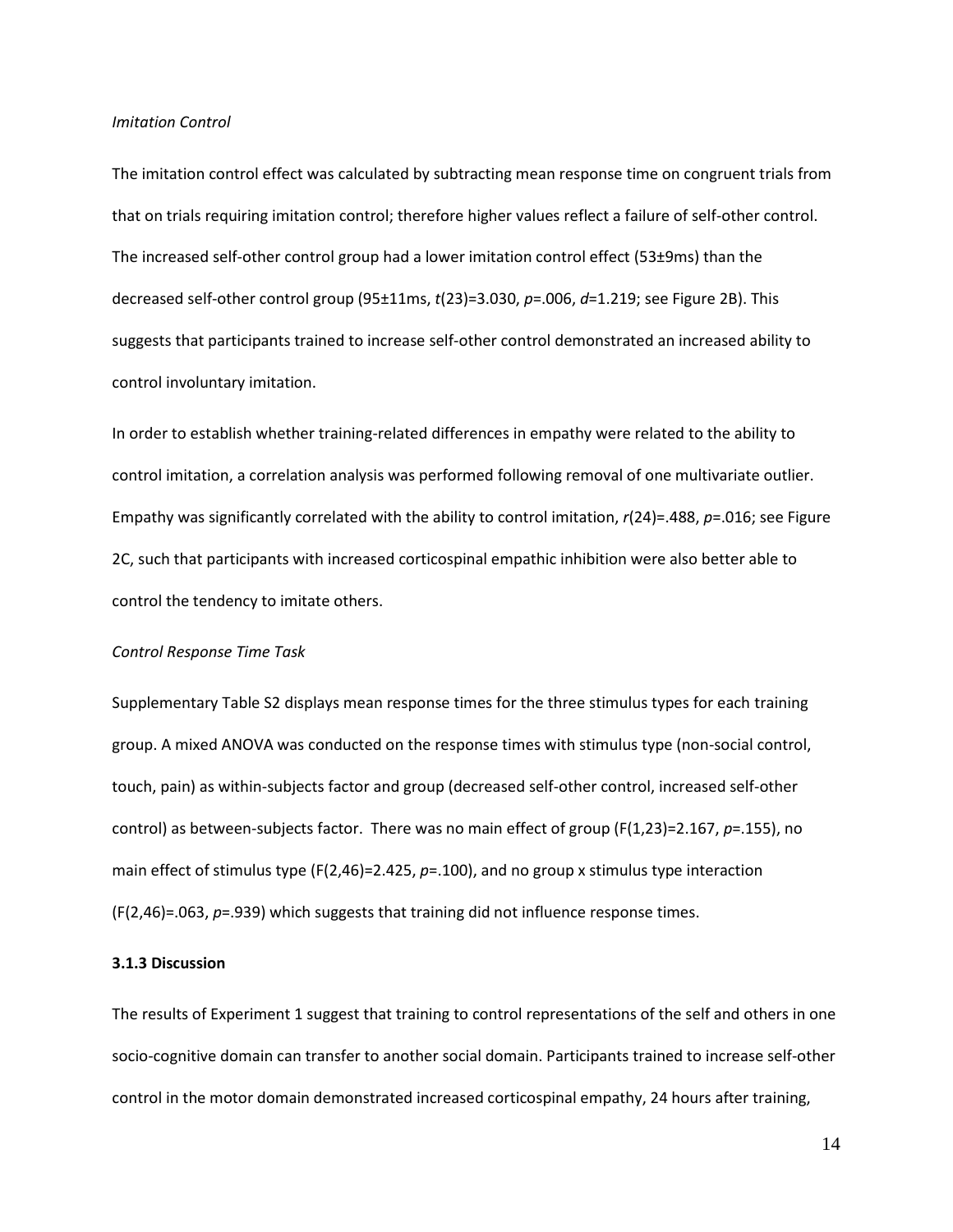*Imitation Control*

The imitation control effect was calculated by subtracting mean response time on congruent trials from that on trials requiring imitation control; therefore higher values reflect a failure of self-other control. The increased self-other control group had a lower imitation control effect (53±9ms) than the decreased self-other control group (95±11ms, $t(23)=3.030$, $p=.006$, $d=1.219$; see Figure 2B). This suggests that participants trained to increase self-other control demonstrated an increased ability to control involuntary imitation.

In order to establish whether training-related differences in empathy were related to the ability to control imitation, a correlation analysis was performed following removal of one multivariate outlier. Empathy was significantly correlated with the ability to control imitation, $r(24)=.488$, $p=.016$; see Figure 2C, such that participants with increased corticospinal empathic inhibition were also better able to control the tendency to imitate others.

*Control Response Time Task*

Supplementary Table S2 displays mean response times for the three stimulus types for each training group. A mixed ANOVA was conducted on the response times with stimulus type (non-social control, touch, pain) as within-subjects factor and group (decreased self-other control, increased self-other control) as between-subjects factor. There was no main effect of group ($F(1,23)=2.167$, $p=.155$), no main effect of stimulus type ($F(2,46)=2.425$, $p=.100$), and no group x stimulus type interaction ($F(2,46)=.063$, $p=.939$) which suggests that training did not influence response times.

### 3.1.3 Discussion

The results of Experiment 1 suggest that training to control representations of the self and others in one socio-cognitive domain can transfer to another social domain. Participants trained to increase self-other control in the motor domain demonstrated increased corticospinal empathy, 24 hours after training,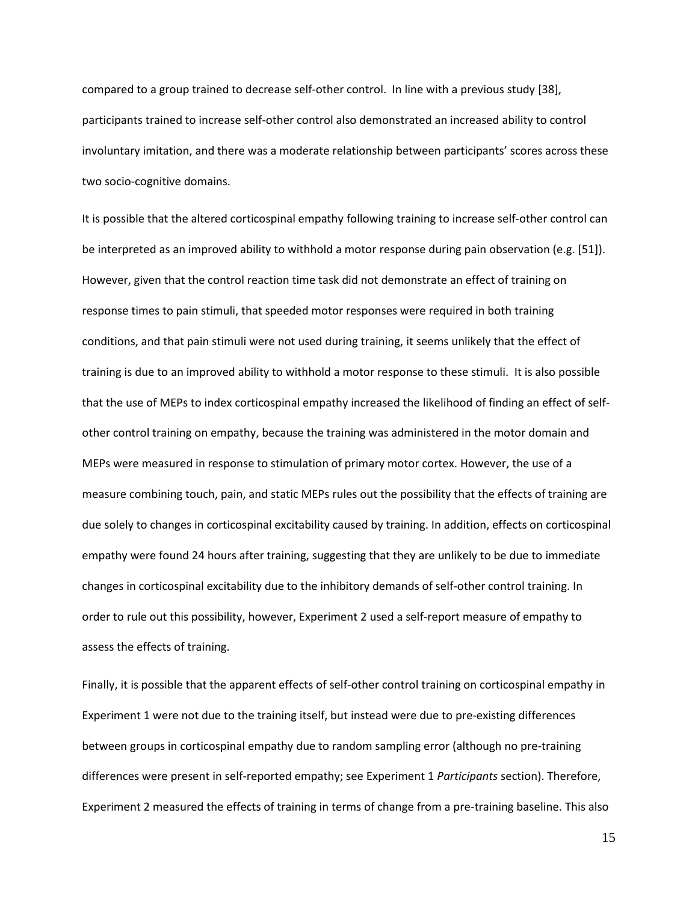compared to a group trained to decrease self-other control. In line with a previous study [38], participants trained to increase self-other control also demonstrated an increased ability to control involuntary imitation, and there was a moderate relationship between participants' scores across these two socio-cognitive domains.

It is possible that the altered corticospinal empathy following training to increase self-other control can be interpreted as an improved ability to withhold a motor response during pain observation (e.g. [51]). However, given that the control reaction time task did not demonstrate an effect of training on response times to pain stimuli, that speeded motor responses were required in both training conditions, and that pain stimuli were not used during training, it seems unlikely that the effect of training is due to an improved ability to withhold a motor response to these stimuli. It is also possible that the use of MEPs to index corticospinal empathy increased the likelihood of finding an effect of self-other control training on empathy, because the training was administered in the motor domain and MEPs were measured in response to stimulation of primary motor cortex. However, the use of a measure combining touch, pain, and static MEPs rules out the possibility that the effects of training are due solely to changes in corticospinal excitability caused by training. In addition, effects on corticospinal empathy were found 24 hours after training, suggesting that they are unlikely to be due to immediate changes in corticospinal excitability due to the inhibitory demands of self-other control training. In order to rule out this possibility, however, Experiment 2 used a self-report measure of empathy to assess the effects of training.

Finally, it is possible that the apparent effects of self-other control training on corticospinal empathy in Experiment 1 were not due to the training itself, but instead were due to pre-existing differences between groups in corticospinal empathy due to random sampling error (although no pre-training differences were present in self-reported empathy; see Experiment 1 *Participants* section). Therefore, Experiment 2 measured the effects of training in terms of change from a pre-training baseline. This also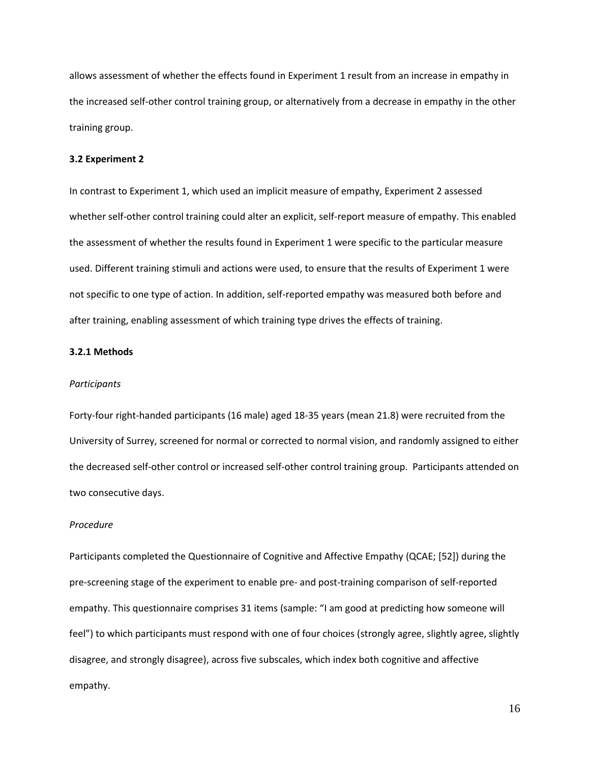allows assessment of whether the effects found in Experiment 1 result from an increase in empathy in the increased self-other control training group, or alternatively from a decrease in empathy in the other training group.

### 3.2 Experiment 2

In contrast to Experiment 1, which used an implicit measure of empathy, Experiment 2 assessed whether self-other control training could alter an explicit, self-report measure of empathy. This enabled the assessment of whether the results found in Experiment 1 were specific to the particular measure used. Different training stimuli and actions were used, to ensure that the results of Experiment 1 were not specific to one type of action. In addition, self-reported empathy was measured both before and after training, enabling assessment of which training type drives the effects of training.

#### 3.2.1 Methods

*Participants*

Forty-four right-handed participants (16 male) aged 18-35 years (mean 21.8) were recruited from the University of Surrey, screened for normal or corrected to normal vision, and randomly assigned to either the decreased self-other control or increased self-other control training group. Participants attended on two consecutive days.

*Procedure*

Participants completed the Questionnaire of Cognitive and Affective Empathy (QCAE; [52]) during the pre-screening stage of the experiment to enable pre- and post-training comparison of self-reported empathy. This questionnaire comprises 31 items (sample: "I am good at predicting how someone will feel") to which participants must respond with one of four choices (strongly agree, slightly agree, slightly disagree, and strongly disagree), across five subscales, which index both cognitive and affective empathy.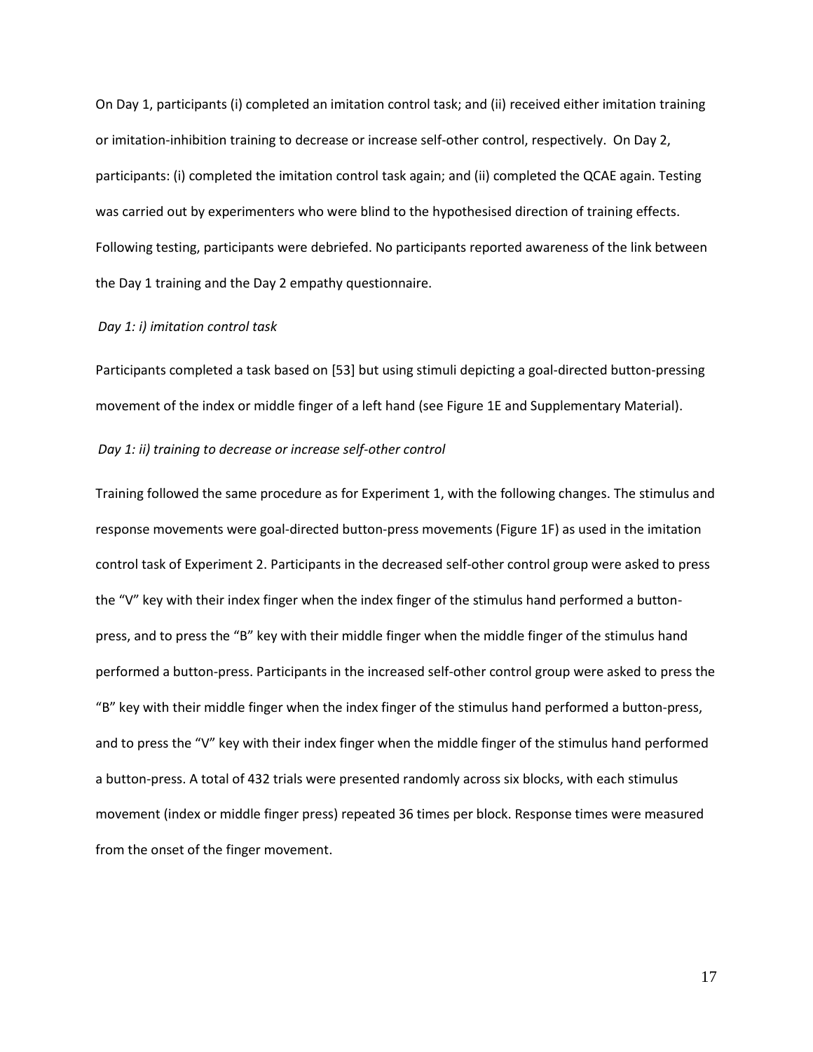On Day 1, participants (i) completed an imitation control task; and (ii) received either imitation training or imitation-inhibition training to decrease or increase self-other control, respectively. On Day 2, participants: (i) completed the imitation control task again; and (ii) completed the QCAE again. Testing was carried out by experimenters who were blind to the hypothesised direction of training effects. Following testing, participants were debriefed. No participants reported awareness of the link between the Day 1 training and the Day 2 empathy questionnaire.

*Day 1: i) imitation control task*

Participants completed a task based on [53] but using stimuli depicting a goal-directed button-pressing movement of the index or middle finger of a left hand (see Figure 1E and Supplementary Material).

*Day 1: ii) training to decrease or increase self-other control*

Training followed the same procedure as for Experiment 1, with the following changes. The stimulus and response movements were goal-directed button-press movements (Figure 1F) as used in the imitation control task of Experiment 2. Participants in the decreased self-other control group were asked to press the "V" key with their index finger when the index finger of the stimulus hand performed a button-press, and to press the "B" key with their middle finger when the middle finger of the stimulus hand performed a button-press. Participants in the increased self-other control group were asked to press the "B" key with their middle finger when the index finger of the stimulus hand performed a button-press, and to press the "V" key with their index finger when the middle finger of the stimulus hand performed a button-press. A total of 432 trials were presented randomly across six blocks, with each stimulus movement (index or middle finger press) repeated 36 times per block. Response times were measured from the onset of the finger movement.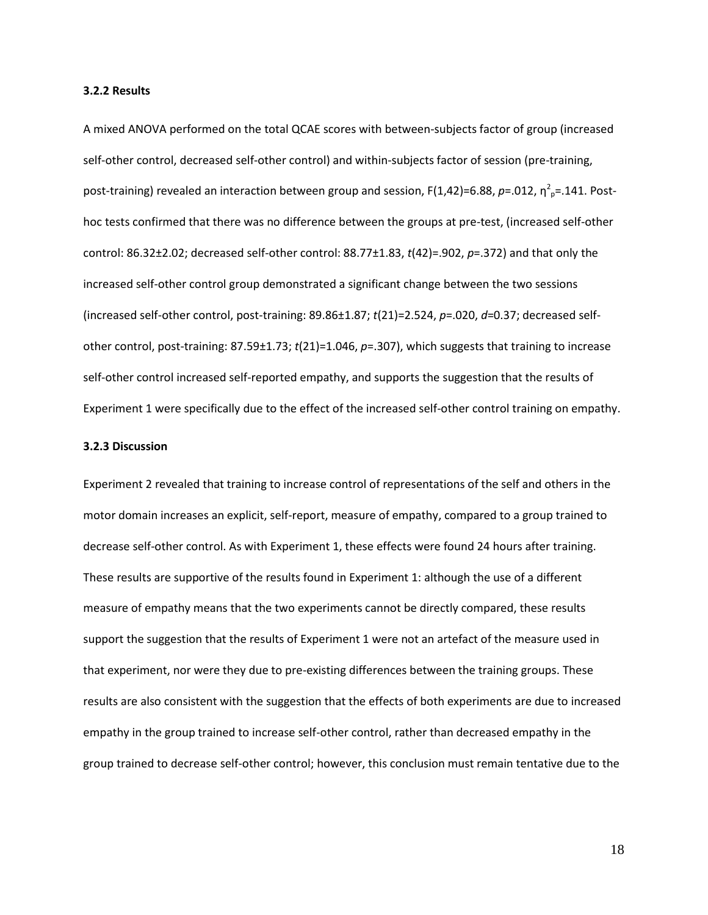### 3.2.2 Results

A mixed ANOVA performed on the total QCAE scores with between-subjects factor of group (increased self-other control, decreased self-other control) and within-subjects factor of session (pre-training, post-training) revealed an interaction between group and session, $F(1,42)=6.88$, $p=.012$, $\eta^2_p=.141$. Post-hoc tests confirmed that there was no difference between the groups at pre-test, (increased self-other control: 86.32±2.02; decreased self-other control: 88.77±1.83, $t(42)=.902$, $p=.372$) and that only the increased self-other control group demonstrated a significant change between the two sessions (increased self-other control, post-training: 89.86±1.87; $t(21)=2.524$, $p=.020$, $d=0.37$; decreased self-other control, post-training: 87.59±1.73; $t(21)=1.046$, $p=.307$), which suggests that training to increase self-other control increased self-reported empathy, and supports the suggestion that the results of Experiment 1 were specifically due to the effect of the increased self-other control training on empathy.

### 3.2.3 Discussion

Experiment 2 revealed that training to increase control of representations of the self and others in the motor domain increases an explicit, self-report, measure of empathy, compared to a group trained to decrease self-other control. As with Experiment 1, these effects were found 24 hours after training. These results are supportive of the results found in Experiment 1: although the use of a different measure of empathy means that the two experiments cannot be directly compared, these results support the suggestion that the results of Experiment 1 were not an artefact of the measure used in that experiment, nor were they due to pre-existing differences between the training groups. These results are also consistent with the suggestion that the effects of both experiments are due to increased empathy in the group trained to increase self-other control, rather than decreased empathy in the group trained to decrease self-other control; however, this conclusion must remain tentative due to the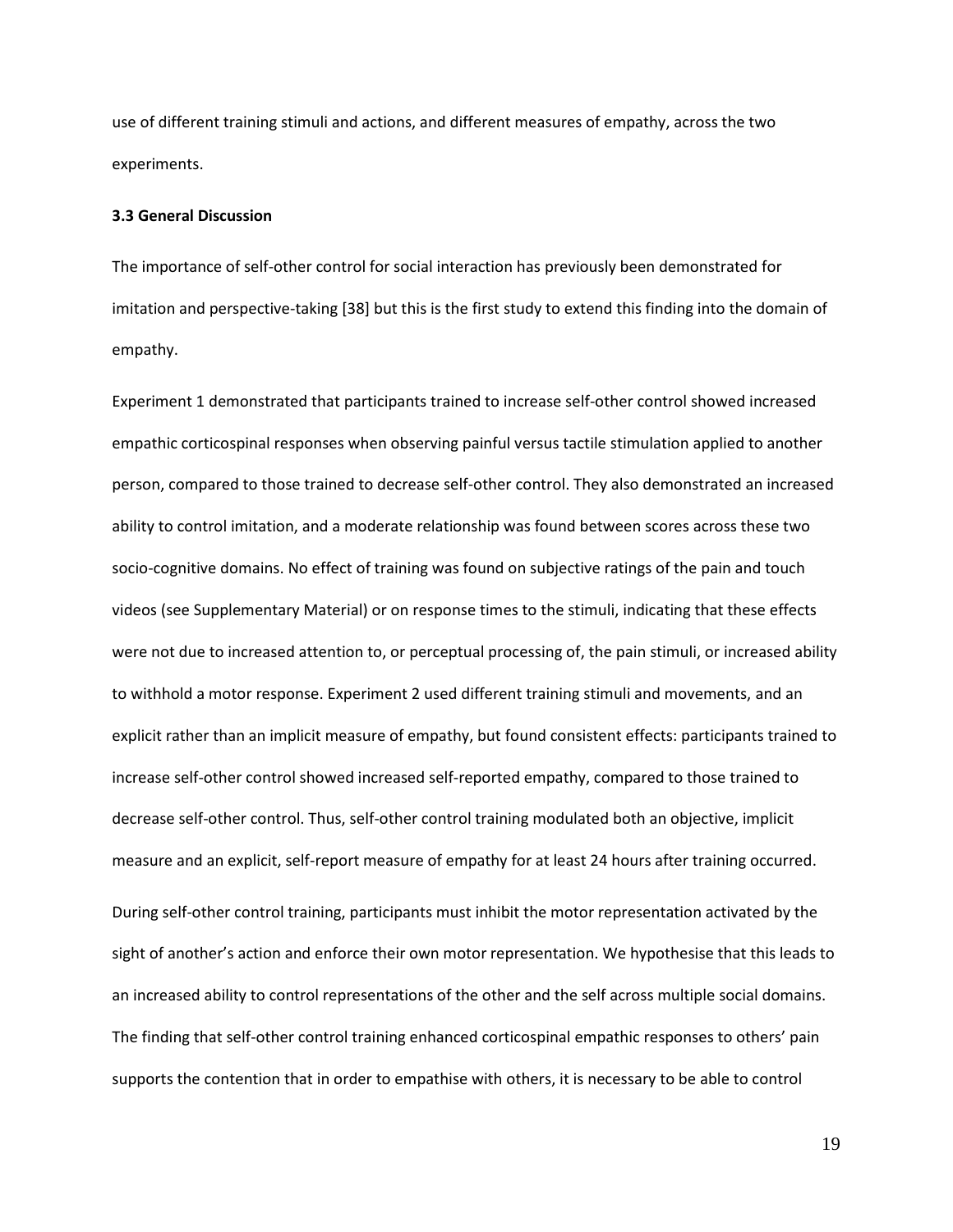use of different training stimuli and actions, and different measures of empathy, across the two experiments.

### 3.3 General Discussion

The importance of self-other control for social interaction has previously been demonstrated for imitation and perspective-taking [38] but this is the first study to extend this finding into the domain of empathy.

Experiment 1 demonstrated that participants trained to increase self-other control showed increased empathic corticospinal responses when observing painful versus tactile stimulation applied to another person, compared to those trained to decrease self-other control. They also demonstrated an increased ability to control imitation, and a moderate relationship was found between scores across these two socio-cognitive domains. No effect of training was found on subjective ratings of the pain and touch videos (see Supplementary Material) or on response times to the stimuli, indicating that these effects were not due to increased attention to, or perceptual processing of, the pain stimuli, or increased ability to withhold a motor response. Experiment 2 used different training stimuli and movements, and an explicit rather than an implicit measure of empathy, but found consistent effects: participants trained to increase self-other control showed increased self-reported empathy, compared to those trained to decrease self-other control. Thus, self-other control training modulated both an objective, implicit measure and an explicit, self-report measure of empathy for at least 24 hours after training occurred.

During self-other control training, participants must inhibit the motor representation activated by the sight of another's action and enforce their own motor representation. We hypothesise that this leads to an increased ability to control representations of the other and the self across multiple social domains. The finding that self-other control training enhanced corticospinal empathic responses to others' pain supports the contention that in order to empathise with others, it is necessary to be able to control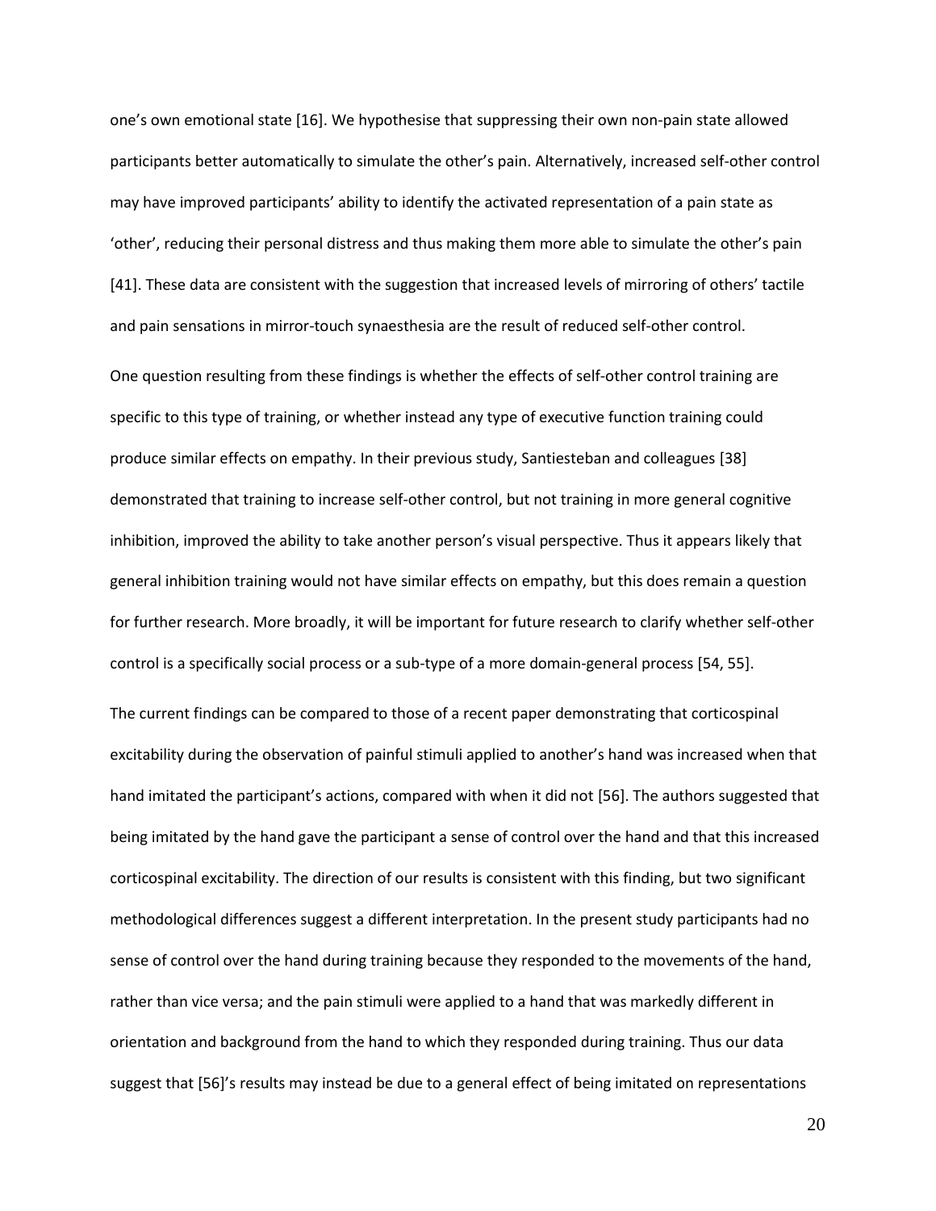one's own emotional state [16]. We hypothesise that suppressing their own non-pain state allowed participants better automatically to simulate the other's pain. Alternatively, increased self-other control may have improved participants' ability to identify the activated representation of a pain state as 'other', reducing their personal distress and thus making them more able to simulate the other's pain [41]. These data are consistent with the suggestion that increased levels of mirroring of others' tactile and pain sensations in mirror-touch synaesthesia are the result of reduced self-other control.

One question resulting from these findings is whether the effects of self-other control training are specific to this type of training, or whether instead any type of executive function training could produce similar effects on empathy. In their previous study, Santiesteban and colleagues [38] demonstrated that training to increase self-other control, but not training in more general cognitive inhibition, improved the ability to take another person's visual perspective. Thus it appears likely that general inhibition training would not have similar effects on empathy, but this does remain a question for further research. More broadly, it will be important for future research to clarify whether self-other control is a specifically social process or a sub-type of a more domain-general process [54, 55].

The current findings can be compared to those of a recent paper demonstrating that corticospinal excitability during the observation of painful stimuli applied to another's hand was increased when that hand imitated the participant's actions, compared with when it did not [56]. The authors suggested that being imitated by the hand gave the participant a sense of control over the hand and that this increased corticospinal excitability. The direction of our results is consistent with this finding, but two significant methodological differences suggest a different interpretation. In the present study participants had no sense of control over the hand during training because they responded to the movements of the hand, rather than vice versa; and the pain stimuli were applied to a hand that was markedly different in orientation and background from the hand to which they responded during training. Thus our data suggest that [56]'s results may instead be due to a general effect of being imitated on representations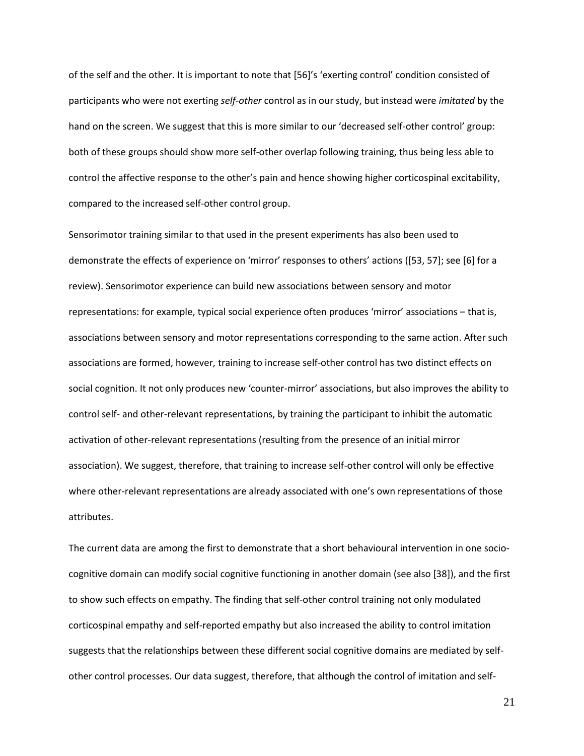of the self and the other. It is important to note that [56]'s 'exerting control' condition consisted of participants who were not exerting *self-other* control as in our study, but instead were *imitated* by the hand on the screen. We suggest that this is more similar to our 'decreased self-other control' group: both of these groups should show more self-other overlap following training, thus being less able to control the affective response to the other's pain and hence showing higher corticospinal excitability, compared to the increased self-other control group.

Sensorimotor training similar to that used in the present experiments has also been used to demonstrate the effects of experience on 'mirror' responses to others' actions ([53, 57]; see [6] for a review). Sensorimotor experience can build new associations between sensory and motor representations: for example, typical social experience often produces 'mirror' associations – that is, associations between sensory and motor representations corresponding to the same action. After such associations are formed, however, training to increase self-other control has two distinct effects on social cognition. It not only produces new 'counter-mirror' associations, but also improves the ability to control self- and other-relevant representations, by training the participant to inhibit the automatic activation of other-relevant representations (resulting from the presence of an initial mirror association). We suggest, therefore, that training to increase self-other control will only be effective where other-relevant representations are already associated with one's own representations of those attributes.

The current data are among the first to demonstrate that a short behavioural intervention in one socio-cognitive domain can modify social cognitive functioning in another domain (see also [38]), and the first to show such effects on empathy. The finding that self-other control training not only modulated corticospinal empathy and self-reported empathy but also increased the ability to control imitation suggests that the relationships between these different social cognitive domains are mediated by self-other control processes. Our data suggest, therefore, that although the control of imitation and self-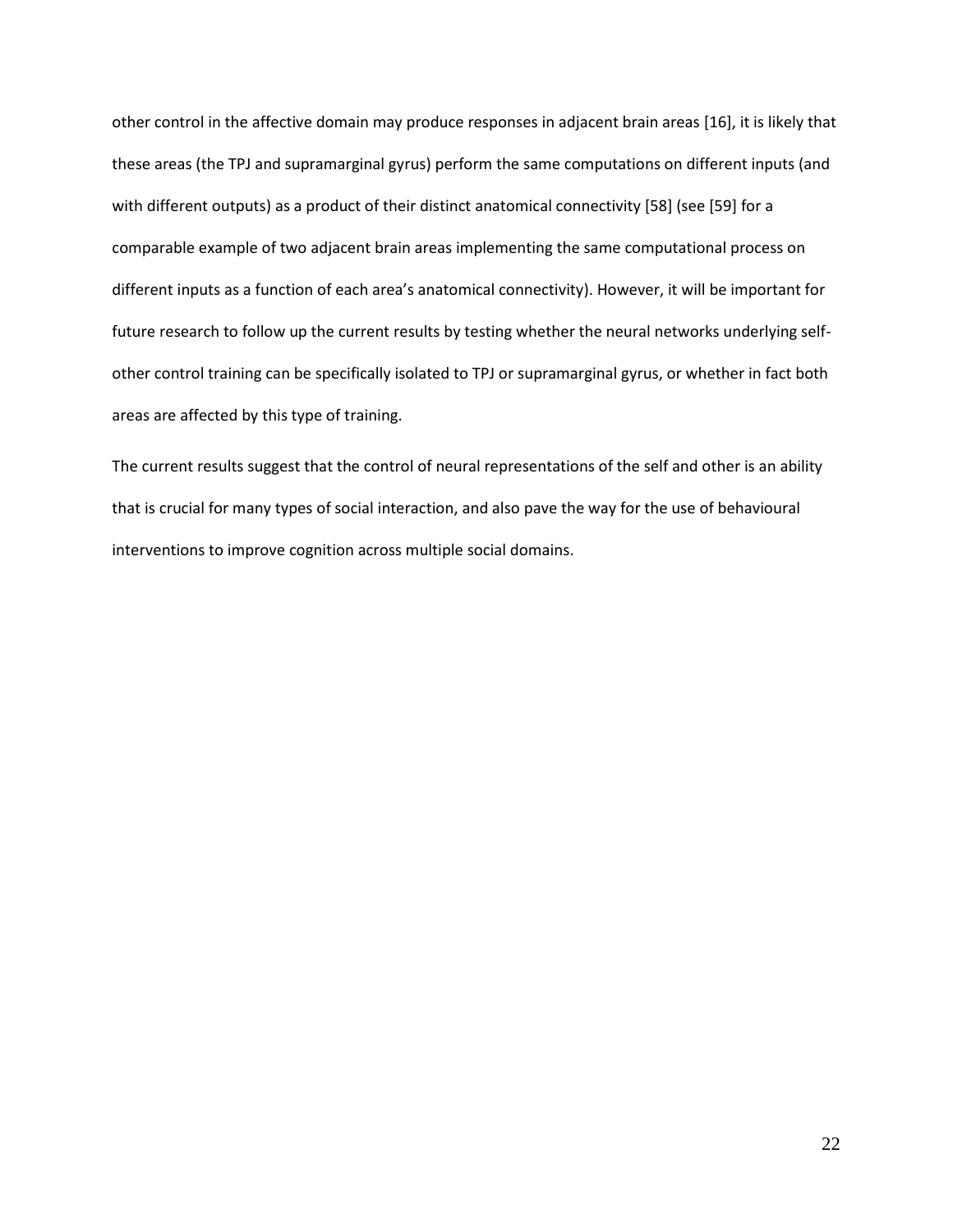other control in the affective domain may produce responses in adjacent brain areas [16], it is likely that these areas (the TPJ and supramarginal gyrus) perform the same computations on different inputs (and with different outputs) as a product of their distinct anatomical connectivity [58] (see [59] for a comparable example of two adjacent brain areas implementing the same computational process on different inputs as a function of each area's anatomical connectivity). However, it will be important for future research to follow up the current results by testing whether the neural networks underlying self-other control training can be specifically isolated to TPJ or supramarginal gyrus, or whether in fact both areas are affected by this type of training.

The current results suggest that the control of neural representations of the self and other is an ability that is crucial for many types of social interaction, and also pave the way for the use of behavioural interventions to improve cognition across multiple social domains.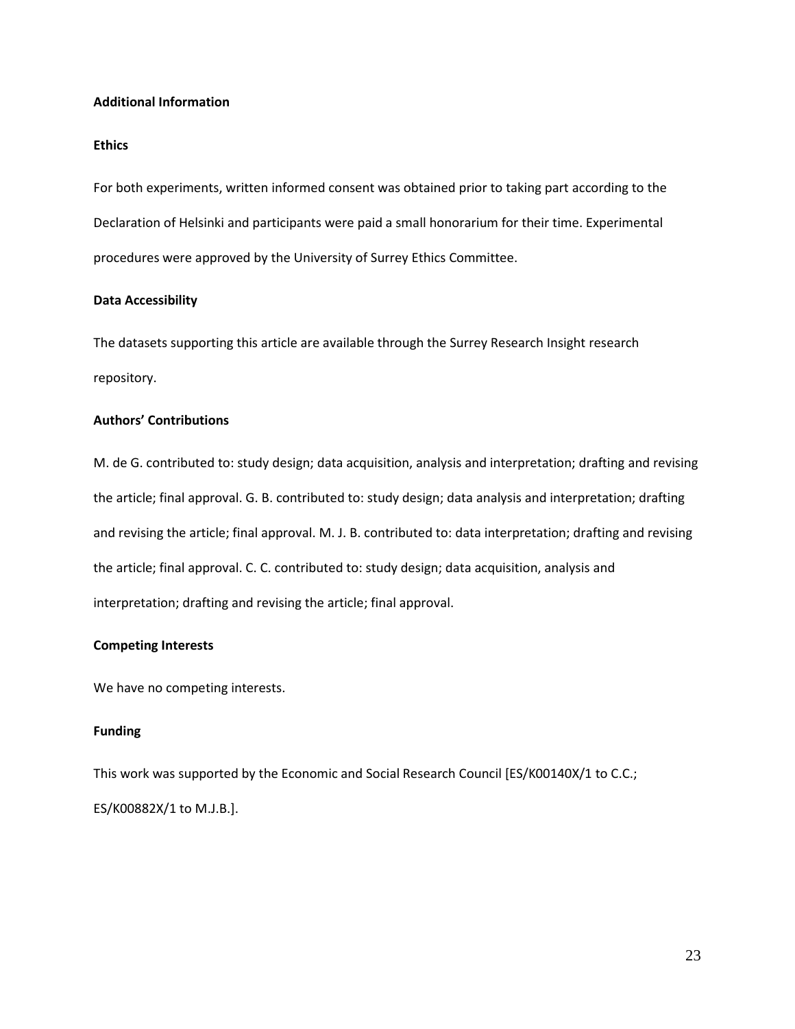## Additional Information

### Ethics

For both experiments, written informed consent was obtained prior to taking part according to the Declaration of Helsinki and participants were paid a small honorarium for their time. Experimental procedures were approved by the University of Surrey Ethics Committee.

### Data Accessibility

The datasets supporting this article are available through the Surrey Research Insight research repository.

### Authors' Contributions

M. de G. contributed to: study design; data acquisition, analysis and interpretation; drafting and revising the article; final approval. G. B. contributed to: study design; data analysis and interpretation; drafting and revising the article; final approval. M. J. B. contributed to: data interpretation; drafting and revising the article; final approval. C. C. contributed to: study design; data acquisition, analysis and interpretation; drafting and revising the article; final approval.

### Competing Interests

We have no competing interests.

### Funding

This work was supported by the Economic and Social Research Council [ES/K00140X/1 to C.C.; ES/K00882X/1 to M.J.B.].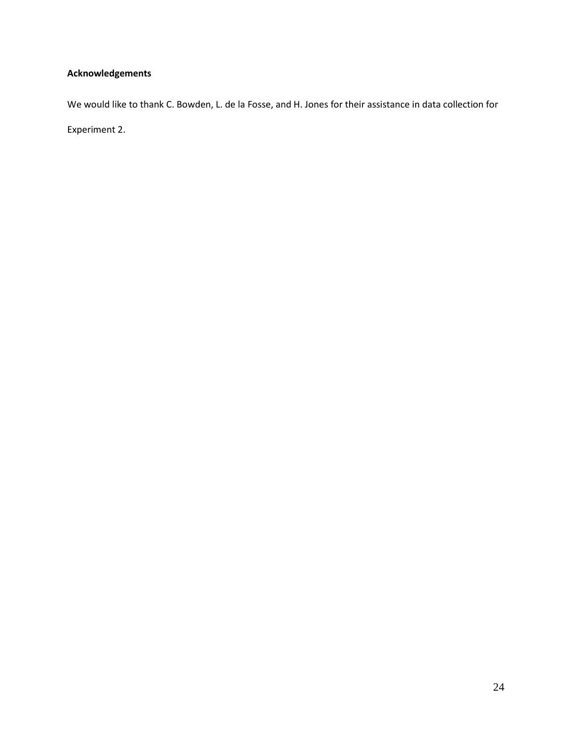**Acknowledgements**

We would like to thank C. Bowden, L. de la Fosse, and H. Jones for their assistance in data collection for Experiment 2.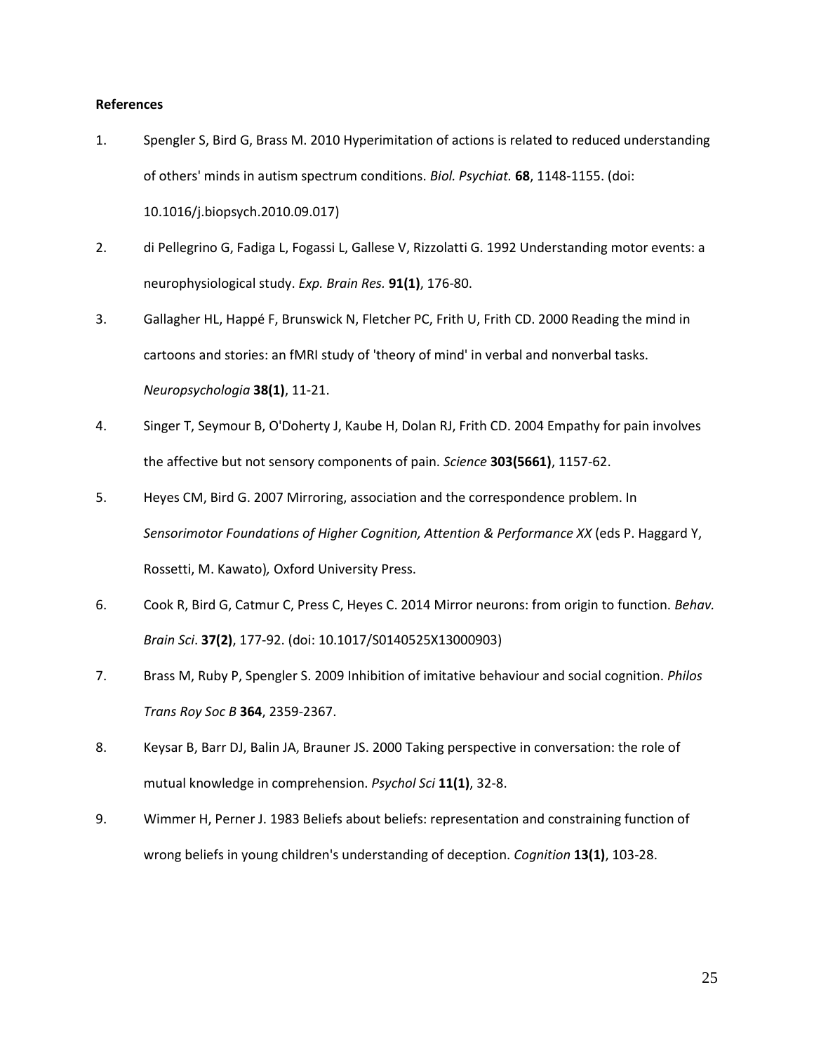**References**

1. Spengler S, Bird G, Brass M. 2010 Hyperimitation of actions is related to reduced understanding of others' minds in autism spectrum conditions. *Biol. Psychiat.* **68**, 1148-1155. (doi: 10.1016/j.biopsych.2010.09.017)

2. di Pellegrino G, Fadiga L, Fogassi L, Gallese V, Rizzolatti G. 1992 Understanding motor events: a neurophysiological study. *Exp. Brain Res.* **91(1)**, 176-80.

3. Gallagher HL, Happé F, Brunswick N, Fletcher PC, Frith U, Frith CD. 2000 Reading the mind in cartoons and stories: an fMRI study of 'theory of mind' in verbal and nonverbal tasks. *Neuropsychologia* **38(1)**, 11-21.

4. Singer T, Seymour B, O'Doherty J, Kaube H, Dolan RJ, Frith CD. 2004 Empathy for pain involves the affective but not sensory components of pain. *Science* **303(5661)**, 1157-62.

5. Heyes CM, Bird G. 2007 Mirroring, association and the correspondence problem. In *Sensorimotor Foundations of Higher Cognition, Attention & Performance XX* (eds P. Haggard Y, Rossetti, M. Kawato)*,* Oxford University Press.

6. Cook R, Bird G, Catmur C, Press C, Heyes C. 2014 Mirror neurons: from origin to function. *Behav. Brain Sci*. **37(2)**, 177-92. (doi: 10.1017/S0140525X13000903)

7. Brass M, Ruby P, Spengler S. 2009 Inhibition of imitative behaviour and social cognition. *Philos Trans Roy Soc B* **364**, 2359-2367.

8. Keysar B, Barr DJ, Balin JA, Brauner JS. 2000 Taking perspective in conversation: the role of mutual knowledge in comprehension. *Psychol Sci* **11(1)**, 32-8.

9. Wimmer H, Perner J. 1983 Beliefs about beliefs: representation and constraining function of wrong beliefs in young children's understanding of deception. *Cognition* **13(1)**, 103-28.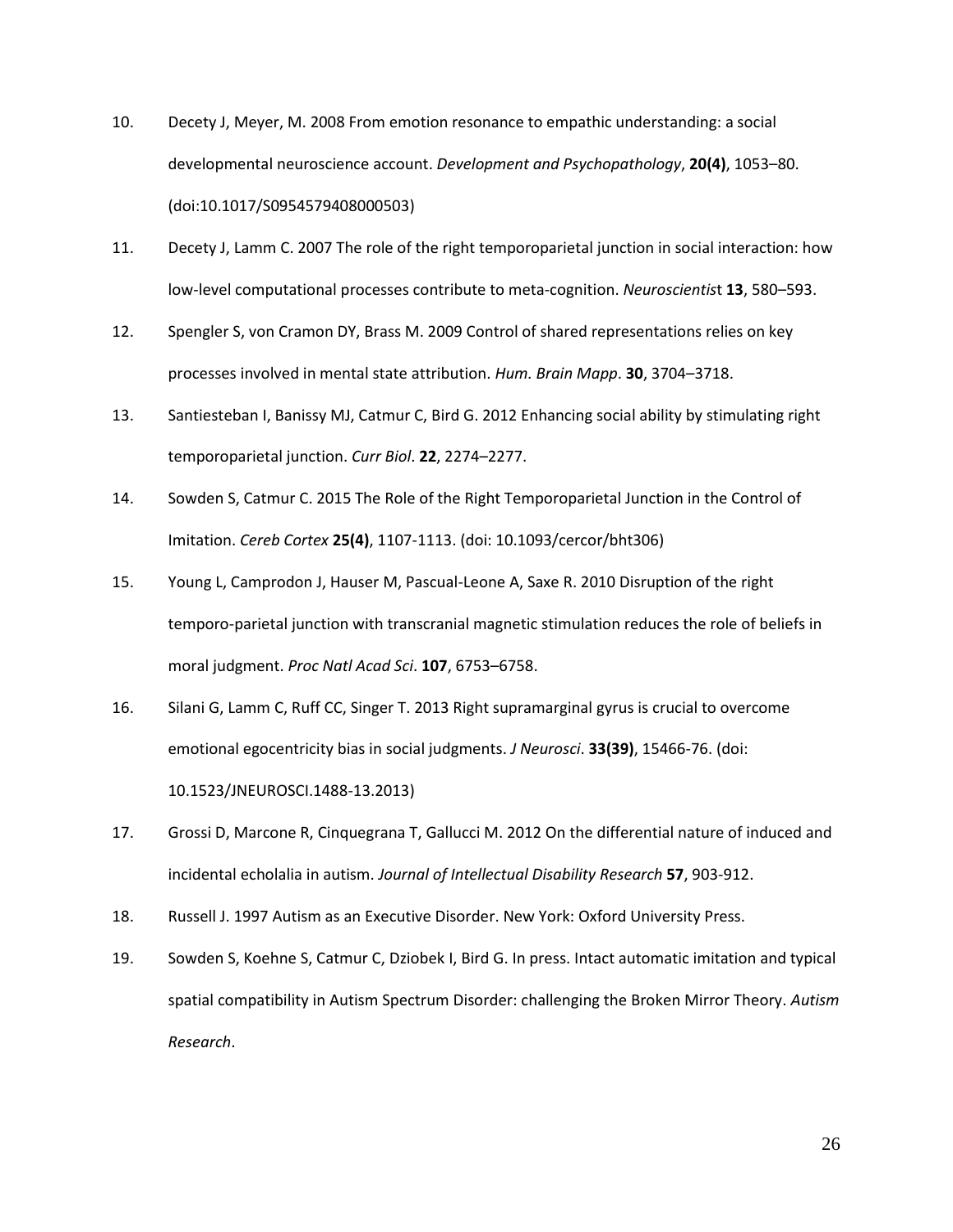10. Decety J, Meyer, M. 2008 From emotion resonance to empathic understanding: a social developmental neuroscience account. *Development and Psychopathology*, **20(4)**, 1053–80. (doi:10.1017/S0954579408000503)

11. Decety J, Lamm C. 2007 The role of the right temporoparietal junction in social interaction: how low-level computational processes contribute to meta-cognition. *Neuroscientis*t **13**, 580–593.

12. Spengler S, von Cramon DY, Brass M. 2009 Control of shared representations relies on key processes involved in mental state attribution. *Hum. Brain Mapp*. **30**, 3704–3718.

13. Santiesteban I, Banissy MJ, Catmur C, Bird G. 2012 Enhancing social ability by stimulating right temporoparietal junction. *Curr Biol*. **22**, 2274–2277.

14. Sowden S, Catmur C. 2015 The Role of the Right Temporoparietal Junction in the Control of Imitation. *Cereb Cortex* **25(4)**, 1107-1113. (doi: 10.1093/cercor/bht306)

15. Young L, Camprodon J, Hauser M, Pascual-Leone A, Saxe R. 2010 Disruption of the right temporo-parietal junction with transcranial magnetic stimulation reduces the role of beliefs in moral judgment. *Proc Natl Acad Sci*. **107**, 6753–6758.

16. Silani G, Lamm C, Ruff CC, Singer T. 2013 Right supramarginal gyrus is crucial to overcome emotional egocentricity bias in social judgments. *J Neurosci*. **33(39)**, 15466-76. (doi: 10.1523/JNEUROSCI.1488-13.2013)

17. Grossi D, Marcone R, Cinquegrana T, Gallucci M. 2012 On the differential nature of induced and incidental echolalia in autism. *Journal of Intellectual Disability Research* **57**, 903-912.

18. Russell J. 1997 Autism as an Executive Disorder. New York: Oxford University Press.

19. Sowden S, Koehne S, Catmur C, Dziobek I, Bird G. In press. Intact automatic imitation and typical spatial compatibility in Autism Spectrum Disorder: challenging the Broken Mirror Theory. *Autism Research*.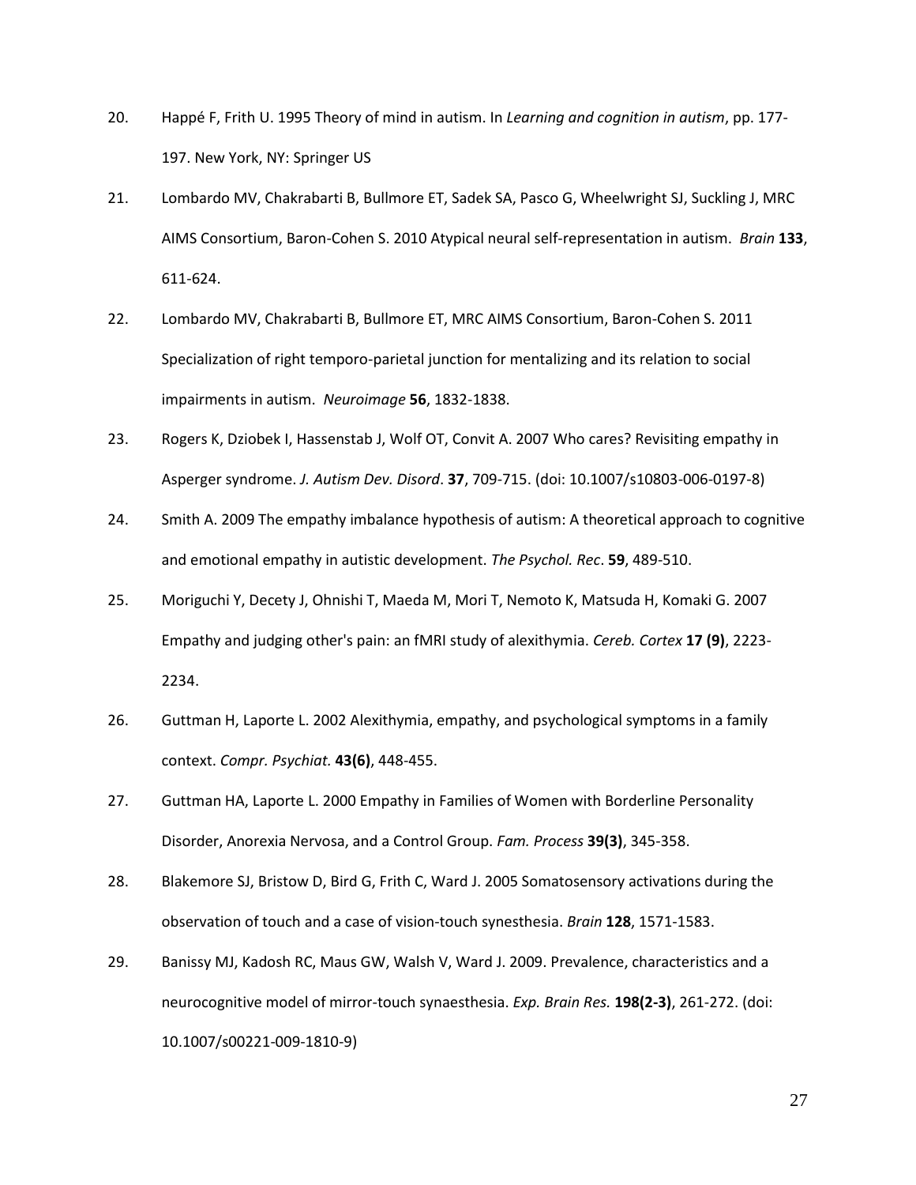20. Happé F, Frith U. 1995 Theory of mind in autism. In *Learning and cognition in autism*, pp. 177-197. New York, NY: Springer US

21. Lombardo MV, Chakrabarti B, Bullmore ET, Sadek SA, Pasco G, Wheelwright SJ, Suckling J, MRC AIMS Consortium, Baron-Cohen S. 2010 Atypical neural self-representation in autism. *Brain* **133**, 611-624.

22. Lombardo MV, Chakrabarti B, Bullmore ET, MRC AIMS Consortium, Baron-Cohen S. 2011 Specialization of right temporo-parietal junction for mentalizing and its relation to social impairments in autism. *Neuroimage* **56**, 1832-1838.

23. Rogers K, Dziobek I, Hassenstab J, Wolf OT, Convit A. 2007 Who cares? Revisiting empathy in Asperger syndrome. *J. Autism Dev. Disord*. **37**, 709-715. (doi: 10.1007/s10803-006-0197-8)

24. Smith A. 2009 The empathy imbalance hypothesis of autism: A theoretical approach to cognitive and emotional empathy in autistic development. *The Psychol. Rec*. **59**, 489-510.

25. Moriguchi Y, Decety J, Ohnishi T, Maeda M, Mori T, Nemoto K, Matsuda H, Komaki G. 2007 Empathy and judging other's pain: an fMRI study of alexithymia. *Cereb. Cortex* **17 (9)**, 2223-2234.

26. Guttman H, Laporte L. 2002 Alexithymia, empathy, and psychological symptoms in a family context. *Compr. Psychiat.* **43(6)**, 448-455.

27. Guttman HA, Laporte L. 2000 Empathy in Families of Women with Borderline Personality Disorder, Anorexia Nervosa, and a Control Group. *Fam. Process* **39(3)**, 345-358.

28. Blakemore SJ, Bristow D, Bird G, Frith C, Ward J. 2005 Somatosensory activations during the observation of touch and a case of vision-touch synesthesia. *Brain* **128**, 1571-1583.

29. Banissy MJ, Kadosh RC, Maus GW, Walsh V, Ward J. 2009. Prevalence, characteristics and a neurocognitive model of mirror-touch synaesthesia. *Exp. Brain Res.* **198(2-3)**, 261-272. (doi: 10.1007/s00221-009-1810-9)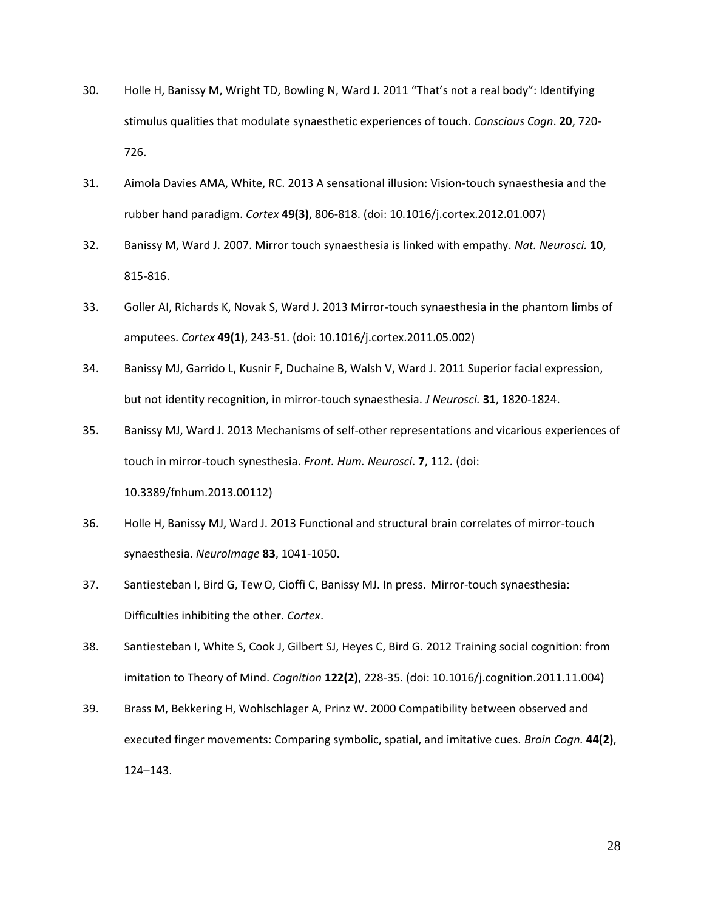30. Holle H, Banissy M, Wright TD, Bowling N, Ward J. 2011 "That's not a real body": Identifying stimulus qualities that modulate synaesthetic experiences of touch. *Conscious Cogn*. **20**, 720-726.

31. Aimola Davies AMA, White, RC. 2013 A sensational illusion: Vision-touch synaesthesia and the rubber hand paradigm. *Cortex* **49(3)**, 806-818. (doi: 10.1016/j.cortex.2012.01.007)

32. Banissy M, Ward J. 2007. Mirror touch synaesthesia is linked with empathy. *Nat. Neurosci.* **10**, 815-816.

33. Goller AI, Richards K, Novak S, Ward J. 2013 Mirror-touch synaesthesia in the phantom limbs of amputees. *Cortex* **49(1)**, 243-51. (doi: 10.1016/j.cortex.2011.05.002)

34. Banissy MJ, Garrido L, Kusnir F, Duchaine B, Walsh V, Ward J. 2011 Superior facial expression, but not identity recognition, in mirror-touch synaesthesia. *J Neurosci.* **31**, 1820-1824.

35. Banissy MJ, Ward J. 2013 Mechanisms of self-other representations and vicarious experiences of touch in mirror-touch synesthesia. *Front. Hum. Neurosci*. **7**, 112*.* (doi: 10.3389/fnhum.2013.00112)

36. Holle H, Banissy MJ, Ward J. 2013 Functional and structural brain correlates of mirror-touch synaesthesia. *NeuroImage* **83**, 1041-1050.

37. Santiesteban I, Bird G, Tew O, Cioffi C, Banissy MJ. In press. Mirror-touch synaesthesia: Difficulties inhibiting the other. *Cortex*.

38. Santiesteban I, White S, Cook J, Gilbert SJ, Heyes C, Bird G. 2012 Training social cognition: from imitation to Theory of Mind. *Cognition* **122(2)**, 228-35. (doi: 10.1016/j.cognition.2011.11.004)

39. Brass M, Bekkering H, Wohlschlager A, Prinz W. 2000 Compatibility between observed and executed finger movements: Comparing symbolic, spatial, and imitative cues. *Brain Cogn.* **44(2)**, 124–143.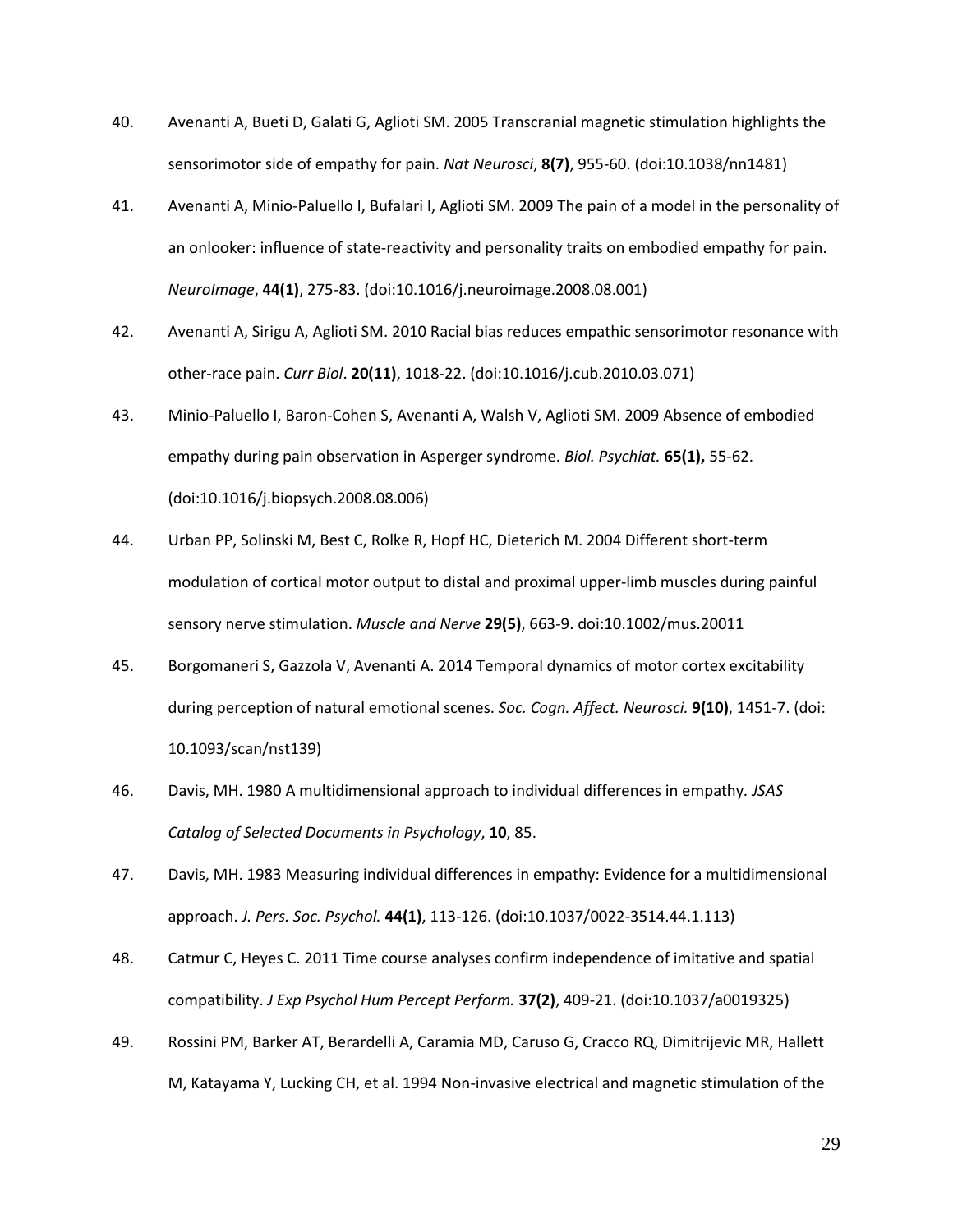40. Avenanti A, Bueti D, Galati G, Aglioti SM. 2005 Transcranial magnetic stimulation highlights the sensorimotor side of empathy for pain. *Nat Neurosci*, **8(7)**, 955-60. (doi:10.1038/nn1481)

41. Avenanti A, Minio-Paluello I, Bufalari I, Aglioti SM. 2009 The pain of a model in the personality of an onlooker: influence of state-reactivity and personality traits on embodied empathy for pain. *NeuroImage*, **44(1)**, 275-83. (doi:10.1016/j.neuroimage.2008.08.001)

42. Avenanti A, Sirigu A, Aglioti SM. 2010 Racial bias reduces empathic sensorimotor resonance with other-race pain. *Curr Biol*. **20(11)**, 1018-22. (doi:10.1016/j.cub.2010.03.071)

43. Minio-Paluello I, Baron-Cohen S, Avenanti A, Walsh V, Aglioti SM. 2009 Absence of embodied empathy during pain observation in Asperger syndrome. *Biol. Psychiat.* **65(1),** 55-62. (doi:10.1016/j.biopsych.2008.08.006)

44. Urban PP, Solinski M, Best C, Rolke R, Hopf HC, Dieterich M. 2004 Different short-term modulation of cortical motor output to distal and proximal upper-limb muscles during painful sensory nerve stimulation. *Muscle and Nerve* **29(5)**, 663-9. doi:10.1002/mus.20011

45. Borgomaneri S, Gazzola V, Avenanti A. 2014 Temporal dynamics of motor cortex excitability during perception of natural emotional scenes. *Soc. Cogn. Affect. Neurosci.* **9(10)**, 1451-7. (doi: 10.1093/scan/nst139)

46. Davis, MH. 1980 A multidimensional approach to individual differences in empathy. *JSAS Catalog of Selected Documents in Psychology*, **10**, 85.

47. Davis, MH. 1983 Measuring individual differences in empathy: Evidence for a multidimensional approach. *J. Pers. Soc. Psychol.* **44(1)**, 113-126. (doi:10.1037/0022-3514.44.1.113)

48. Catmur C, Heyes C. 2011 Time course analyses confirm independence of imitative and spatial compatibility. *J Exp Psychol Hum Percept Perform.* **37(2)**, 409-21. (doi:10.1037/a0019325)

49. Rossini PM, Barker AT, Berardelli A, Caramia MD, Caruso G, Cracco RQ, Dimitrijevic MR, Hallett M, Katayama Y, Lucking CH, et al. 1994 Non-invasive electrical and magnetic stimulation of the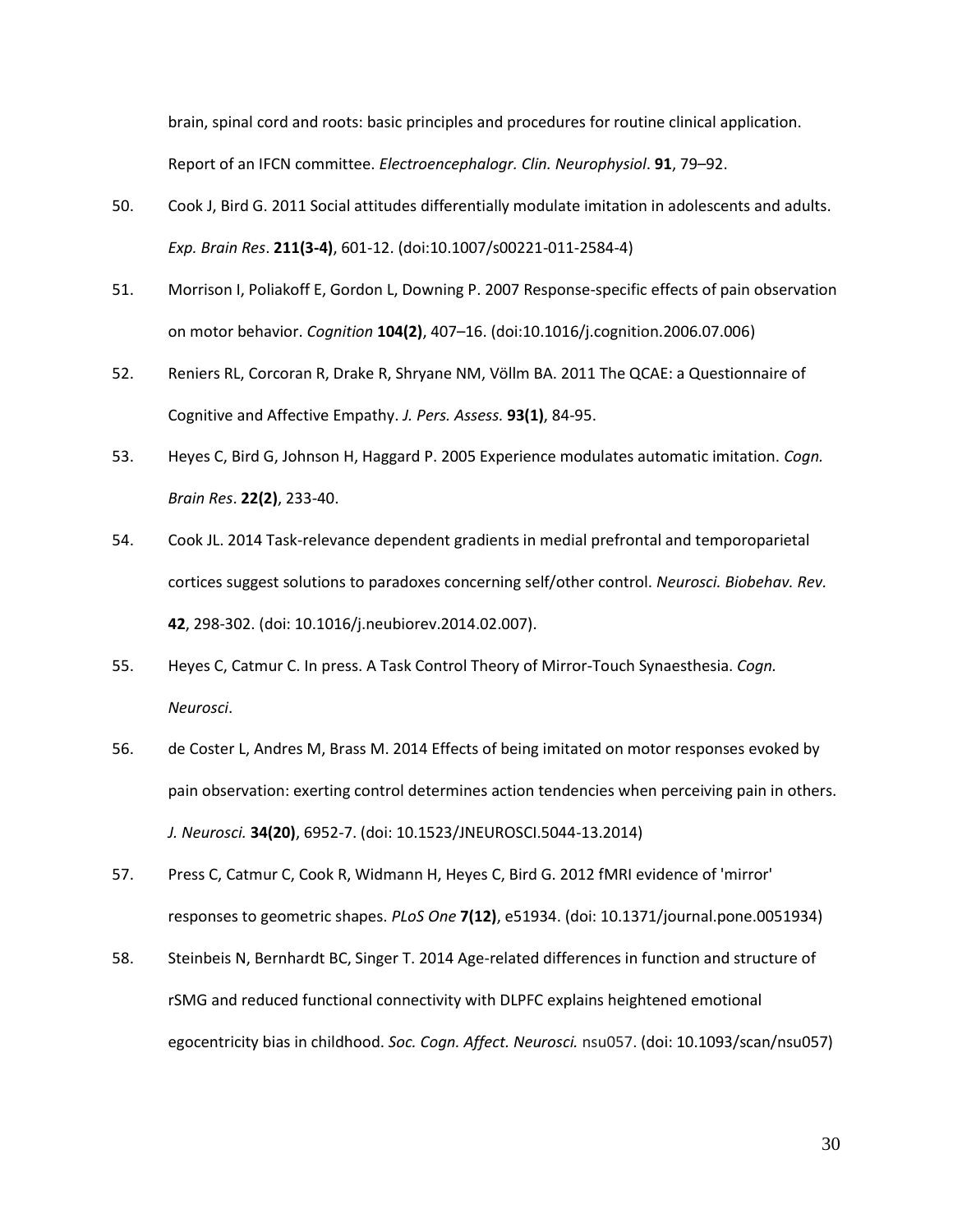brain, spinal cord and roots: basic principles and procedures for routine clinical application. Report of an IFCN committee. *Electroencephalogr. Clin. Neurophysiol*. **91**, 79–92.

50. Cook J, Bird G. 2011 Social attitudes differentially modulate imitation in adolescents and adults. *Exp. Brain Res*. **211(3-4)**, 601-12. (doi:10.1007/s00221-011-2584-4)

51. Morrison I, Poliakoff E, Gordon L, Downing P. 2007 Response-specific effects of pain observation on motor behavior. *Cognition* **104(2)**, 407–16. (doi:10.1016/j.cognition.2006.07.006)

52. Reniers RL, Corcoran R, Drake R, Shryane NM, Völlm BA. 2011 The QCAE: a Questionnaire of Cognitive and Affective Empathy. *J. Pers. Assess.* **93(1)**, 84-95.

53. Heyes C, Bird G, Johnson H, Haggard P. 2005 Experience modulates automatic imitation. *Cogn. Brain Res*. **22(2)**, 233-40.

54. Cook JL. 2014 Task-relevance dependent gradients in medial prefrontal and temporoparietal cortices suggest solutions to paradoxes concerning self/other control. *Neurosci. Biobehav. Rev.* **42**, 298-302. (doi: 10.1016/j.neubiorev.2014.02.007).

55. Heyes C, Catmur C. In press. A Task Control Theory of Mirror-Touch Synaesthesia. *Cogn. Neurosci*.

56. de Coster L, Andres M, Brass M. 2014 Effects of being imitated on motor responses evoked by pain observation: exerting control determines action tendencies when perceiving pain in others. *J. Neurosci.* **34(20)**, 6952-7. (doi: 10.1523/JNEUROSCI.5044-13.2014)

57. Press C, Catmur C, Cook R, Widmann H, Heyes C, Bird G. 2012 fMRI evidence of 'mirror' responses to geometric shapes. *PLoS One* **7(12)**, e51934. (doi: 10.1371/journal.pone.0051934)

58. Steinbeis N, Bernhardt BC, Singer T. 2014 Age-related differences in function and structure of rSMG and reduced functional connectivity with DLPFC explains heightened emotional egocentricity bias in childhood. *Soc. Cogn. Affect. Neurosci.* nsu057. (doi: 10.1093/scan/nsu057)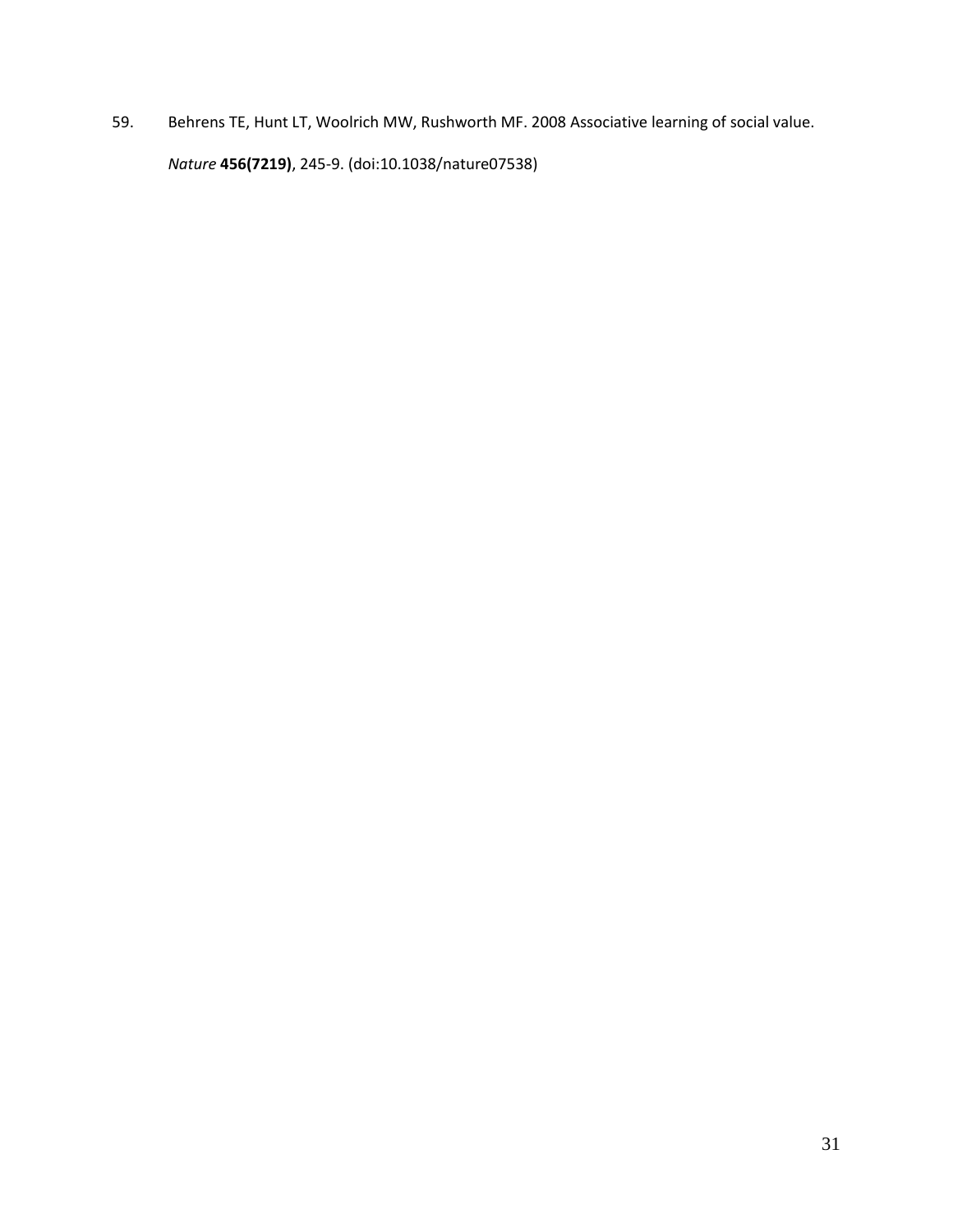59. Behrens TE, Hunt LT, Woolrich MW, Rushworth MF. 2008 Associative learning of social value. *Nature* **456(7219)**, 245-9. (doi:10.1038/nature07538)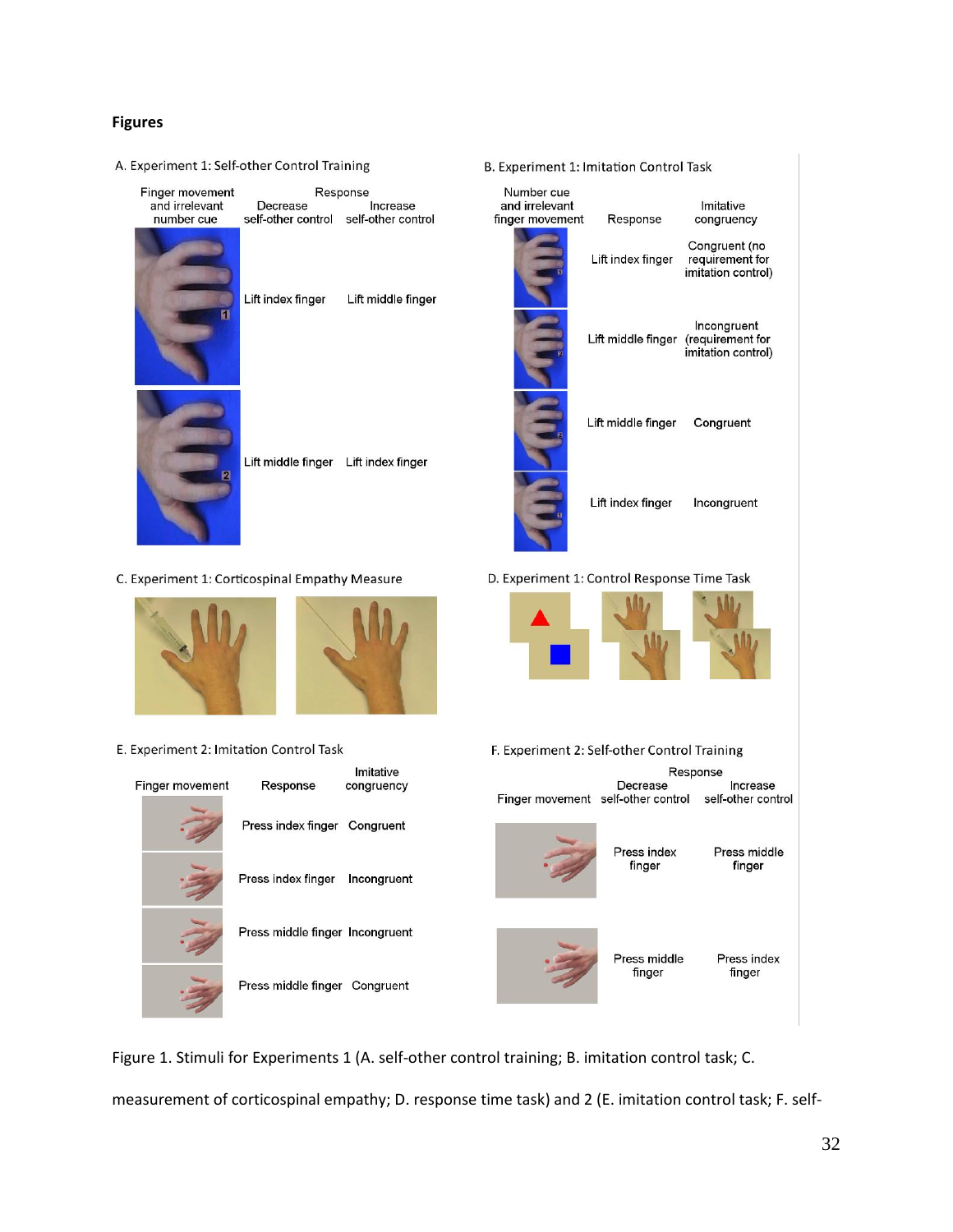# Figures

A. Experiment 1: Self-other Control Training

| Finger movement and irrelevant number cue | Response: Decrease self-other control | Response: Increase self-other control |
|---|---|---|
| 1 | Lift index finger | Lift middle finger |
| 2 | Lift middle finger | Lift index finger |

B. Experiment 1: Imitation Control Task

| Number cue and irrelevant finger movement | Response | Imitative congruency |
|---|---|---|
| 1 | Lift index finger | Congruent (no requirement for imitation control) |
| 2 | Lift middle finger | Incongruent (requirement for imitation control) |
| 2 | Lift middle finger | Congruent |
| 1 | Lift index finger | Incongruent |

C. Experiment 1: Corticospinal Empathy Measure

D. Experiment 1: Control Response Time Task

E. Experiment 2: Imitation Control Task

| Finger movement | Response | Imitative congruency |
|---|---|---|
| | Press index finger | Congruent |
| | Press index finger | Incongruent |
| | Press middle finger | Incongruent |
| | Press middle finger | Congruent |

F. Experiment 2: Self-other Control Training

| Finger movement | Response: Decrease self-other control | Response: Increase self-other control |
|---|---|---|
| | Press index finger | Press middle finger |
| | Press middle finger | Press index finger |

Figure 1. Stimuli for Experiments 1 (A. self-other control training; B. imitation control task; C. measurement of corticospinal empathy; D. response time task) and 2 (E. imitation control task; F. self-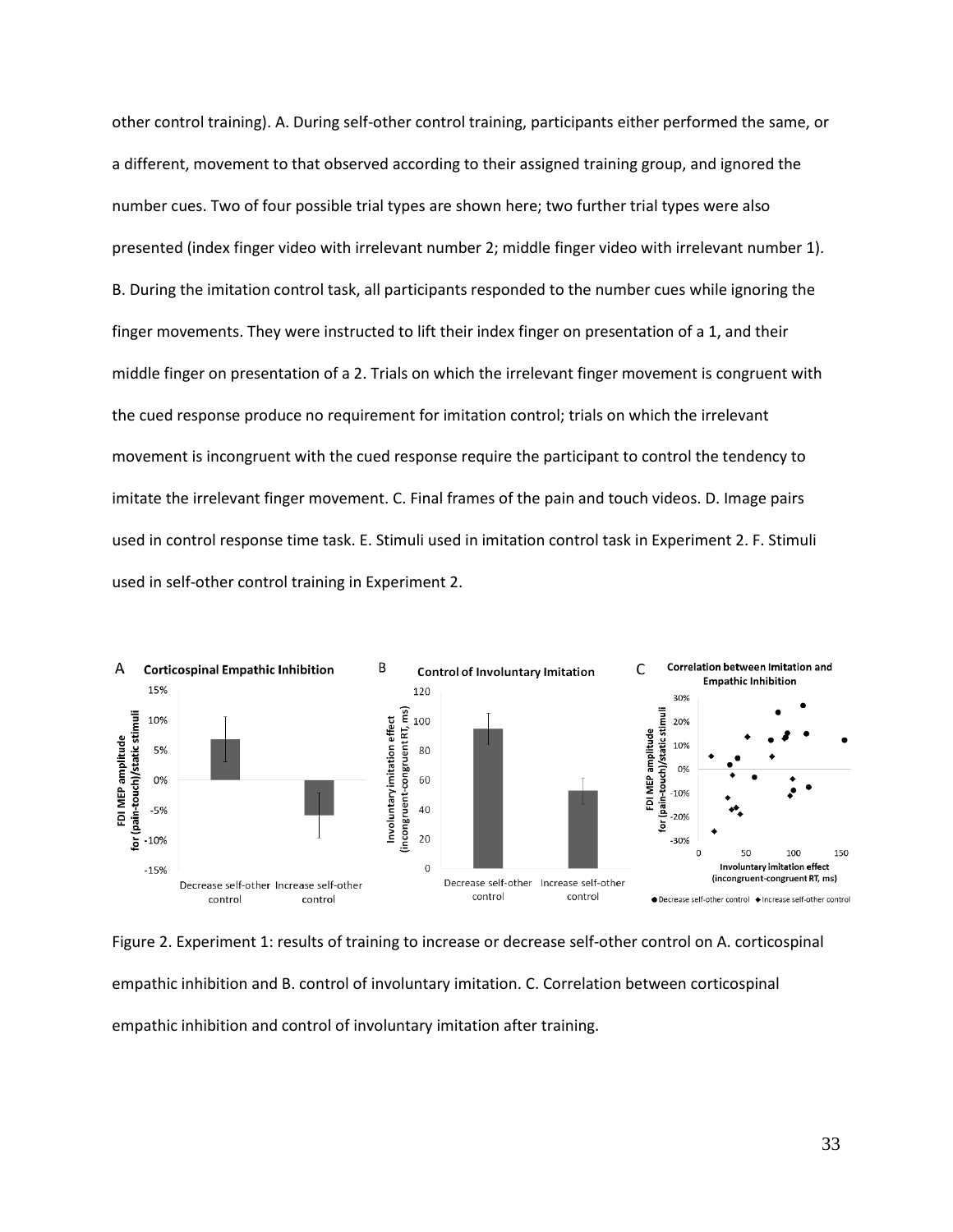other control training). A. During self-other control training, participants either performed the same, or a different, movement to that observed according to their assigned training group, and ignored the number cues. Two of four possible trial types are shown here; two further trial types were also presented (index finger video with irrelevant number 2; middle finger video with irrelevant number 1). B. During the imitation control task, all participants responded to the number cues while ignoring the finger movements. They were instructed to lift their index finger on presentation of a 1, and their middle finger on presentation of a 2. Trials on which the irrelevant finger movement is congruent with the cued response produce no requirement for imitation control; trials on which the irrelevant movement is incongruent with the cued response require the participant to control the tendency to imitate the irrelevant finger movement. C. Final frames of the pain and touch videos. D. Image pairs used in control response time task. E. Stimuli used in imitation control task in Experiment 2. F. Stimuli used in self-other control training in Experiment 2.

A Corticospinal Empathic Inhibition

FDI MEP amplitude for (pain-touch)/static stimuli

15%
10%
5%
0%
-5%
-10%
-15%

Decrease self-other control
Increase self-other control

B Control of Involuntary Imitation

Involuntary imitation effect (incongruent-congruent RT, ms)

120
100
80
60
40
20
0

Decrease self-other control
Increase self-other control

C Correlation between Imitation and Empathic Inhibition

FDI MEP amplitude for (pain-touch)/static stimuli

30%
20%
10%
0%
-10%
-20%
-30%

0 50 100 150

Involuntary imitation effect (incongruent-congruent RT, ms)

● Decrease self-other control ◆ Increase self-other control

Figure 2. Experiment 1: results of training to increase or decrease self-other control on A. corticospinal empathic inhibition and B. control of involuntary imitation. C. Correlation between corticospinal empathic inhibition and control of involuntary imitation after training.